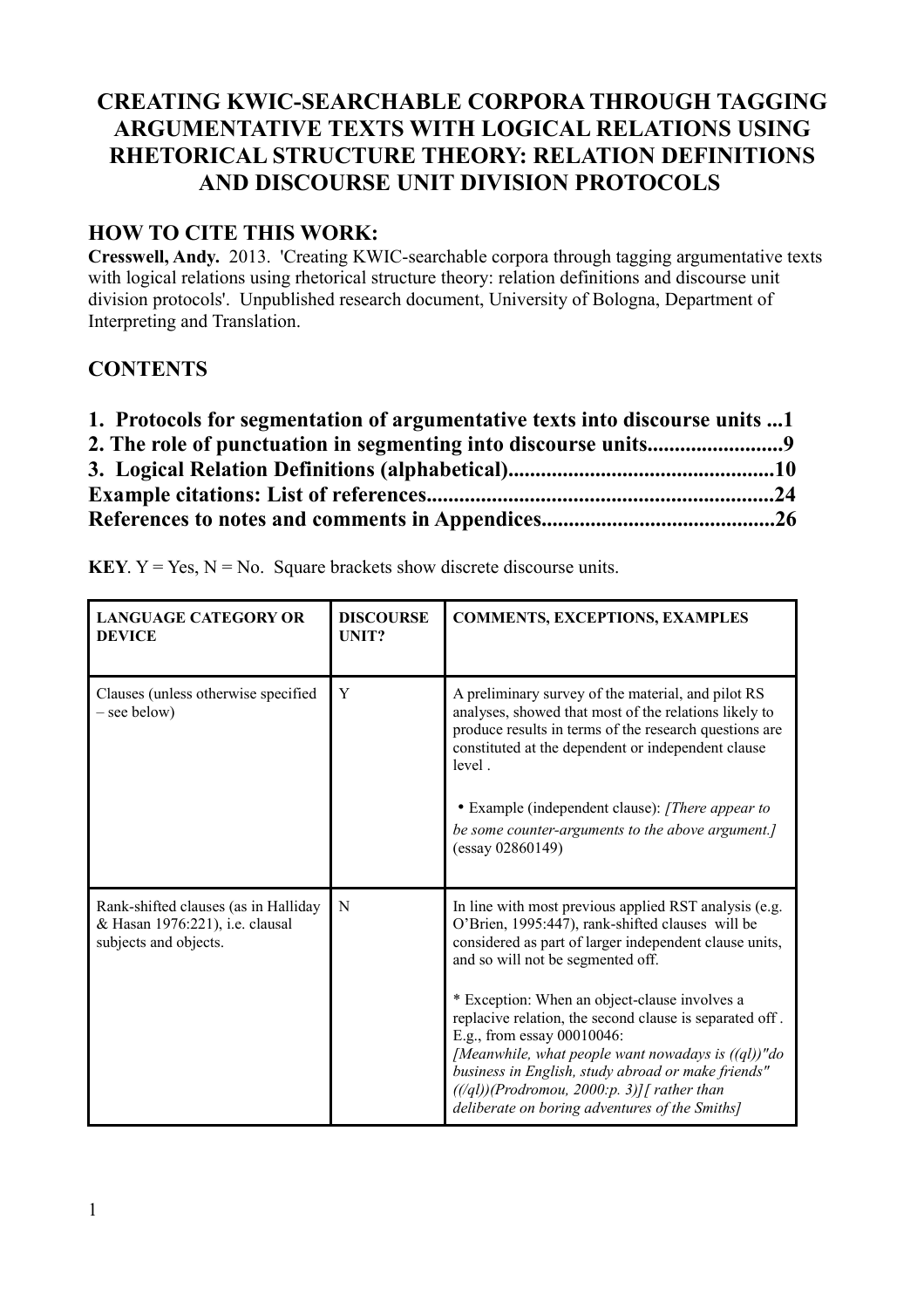# CREATING KWIC-SEARCHABLE CORPORA THROUGH TAGGING ARGUMENTATIVE TEXTS WITH LOGICAL RELATIONS USING RHETORICAL STRUCTURE THEORY: RELATION DEFINITIONS AND DISCOURSE UNIT DIVISION PROTOCOLS

## HOW TO CITE THIS WORK:

**Cresswell, Andy.** 2013. 'Creating KWIC-searchable corpora through tagging argumentative texts with logical relations using rhetorical structure theory: relation definitions and discourse unit division protocols'. Unpublished research document, University of Bologna, Department of Interpreting and Translation.

## CONTENTS

**1. Protocols for segmentation of argumentative texts into discourse units ...1**
**2. The role of punctuation in segmenting into discourse units.........................9**
**3. Logical Relation Definitions (alphabetical).................................................10**
**Example citations: List of references...............................................................24**
**References to notes and comments in Appendices...........................................26**

**KEY**. Y = Yes, N = No. Square brackets show discrete discourse units.

| LANGUAGE CATEGORY OR DEVICE | DISCOURSE UNIT? | COMMENTS, EXCEPTIONS, EXAMPLES |
|---|---|---|
| Clauses (unless otherwise specified – see below) | Y | A preliminary survey of the material, and pilot RS analyses, showed that most of the relations likely to produce results in terms of the research questions are constituted at the dependent or independent clause level .<br><br>• Example (independent clause): *[There appear to be some counter-arguments to the above argument.]* (essay 02860149) |
| Rank-shifted clauses (as in Halliday & Hasan 1976:221), i.e. clausal subjects and objects. | N | In line with most previous applied RST analysis (e.g. O'Brien, 1995:447), rank-shifted clauses will be considered as part of larger independent clause units, and so will not be segmented off.<br><br>* Exception: When an object-clause involves a replacive relation, the second clause is separated off . E.g., from essay 00010046:<br>*[Meanwhile, what people want nowadays is ((ql))"do business in English, study abroad or make friends" ((/ql))(Prodromou, 2000:p. 3)][ rather than deliberate on boring adventures of the Smiths]* |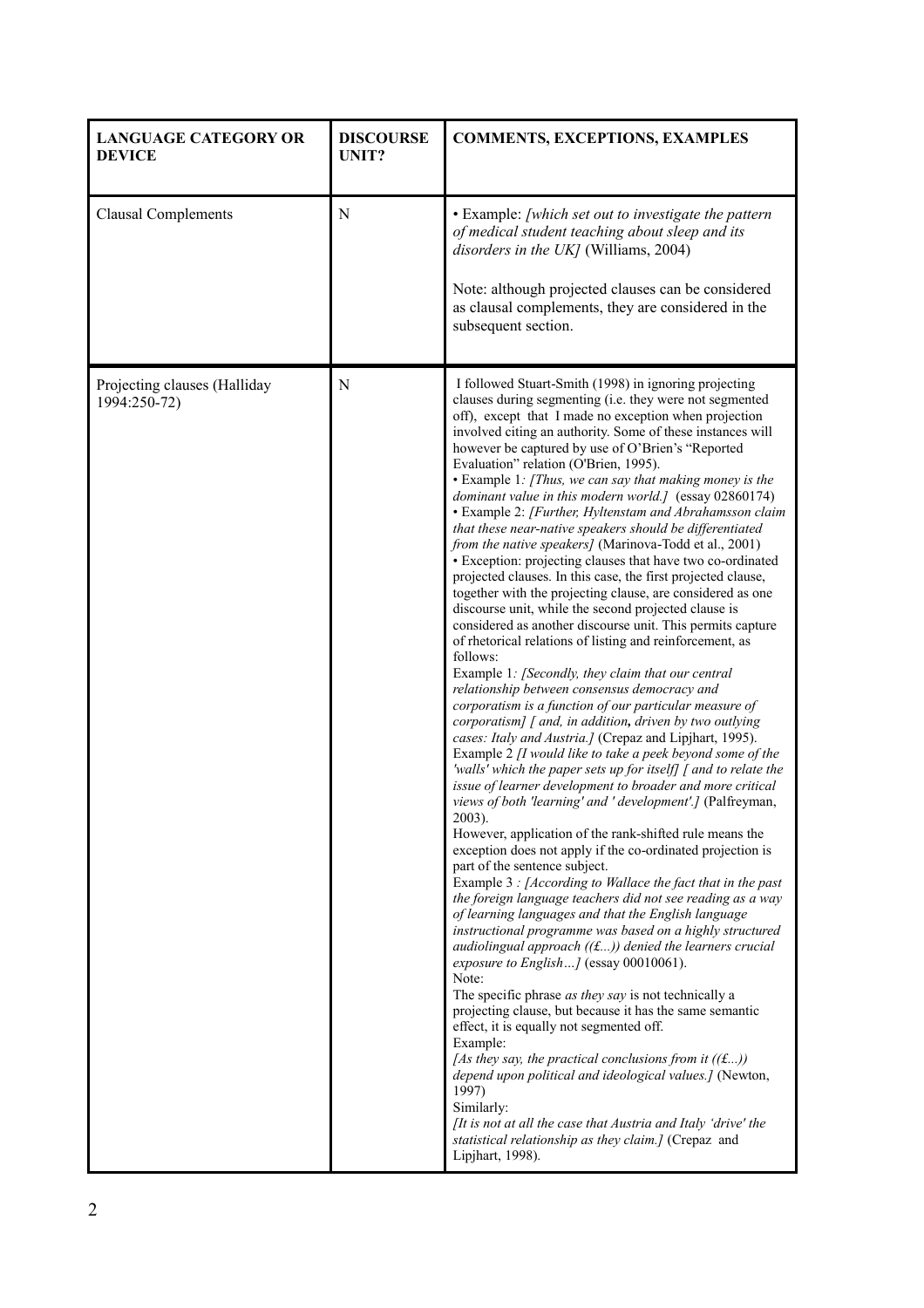| LANGUAGE CATEGORY OR DEVICE | DISCOURSE UNIT? | COMMENTS, EXCEPTIONS, EXAMPLES |
|---|---|---|
| Clausal Complements | N | • Example: *[which set out to investigate the pattern of medical student teaching about sleep and its disorders in the UK]* (Williams, 2004)<br><br>Note: although projected clauses can be considered as clausal complements, they are considered in the subsequent section. |
| Projecting clauses (Halliday 1994:250-72) | N | I followed Stuart-Smith (1998) in ignoring projecting clauses during segmenting (i.e. they were not segmented off), except that I made no exception when projection involved citing an authority. Some of these instances will however be captured by use of O'Brien's "Reported Evaluation" relation (O'Brien, 1995).<br>• Example 1*: [Thus, we can say that making money is the dominant value in this modern world.]* (essay 02860174)<br>• Example 2: *[Further, Hyltenstam and Abrahamsson claim that these near-native speakers should be differentiated from the native speakers]* (Marinova-Todd et al., 2001)<br>• Exception: projecting clauses that have two co-ordinated projected clauses. In this case, the first projected clause, together with the projecting clause, are considered as one discourse unit, while the second projected clause is considered as another discourse unit. This permits capture of rhetorical relations of listing and reinforcement, as follows:<br>Example 1*: [Secondly, they claim that our central relationship between consensus democracy and corporatism is a function of our particular measure of corporatism] [ and, in addition,* ***driven*** *by two outlying cases: Italy and Austria.]* (Crepaz and Lipjhart, 1995).<br>Example 2 *[I would like to take a peek beyond some of the 'walls' which the paper sets up for itself] [ and to relate the issue of learner development to broader and more critical views of both 'learning' and ' development'.]* (Palfreyman, 2003).<br>However, application of the rank-shifted rule means the exception does not apply if the co-ordinated projection is part of the sentence subject.<br>Example 3 *: [According to Wallace the fact that in the past the foreign language teachers did not see reading as a way of learning languages and that the English language instructional programme was based on a highly structured audiolingual approach ((£...)) denied the learners crucial exposure to English…]* (essay 00010061).<br>Note:<br>The specific phrase *as they say* is not technically a projecting clause, but because it has the same semantic effect, it is equally not segmented off.<br>Example:<br>*[As they say, the practical conclusions from it ((£...)) depend upon political and ideological values.]* (Newton, 1997)<br>Similarly:<br>*[It is not at all the case that Austria and Italy 'drive' the statistical relationship as they claim.]* (Crepaz and Lipjhart, 1998). |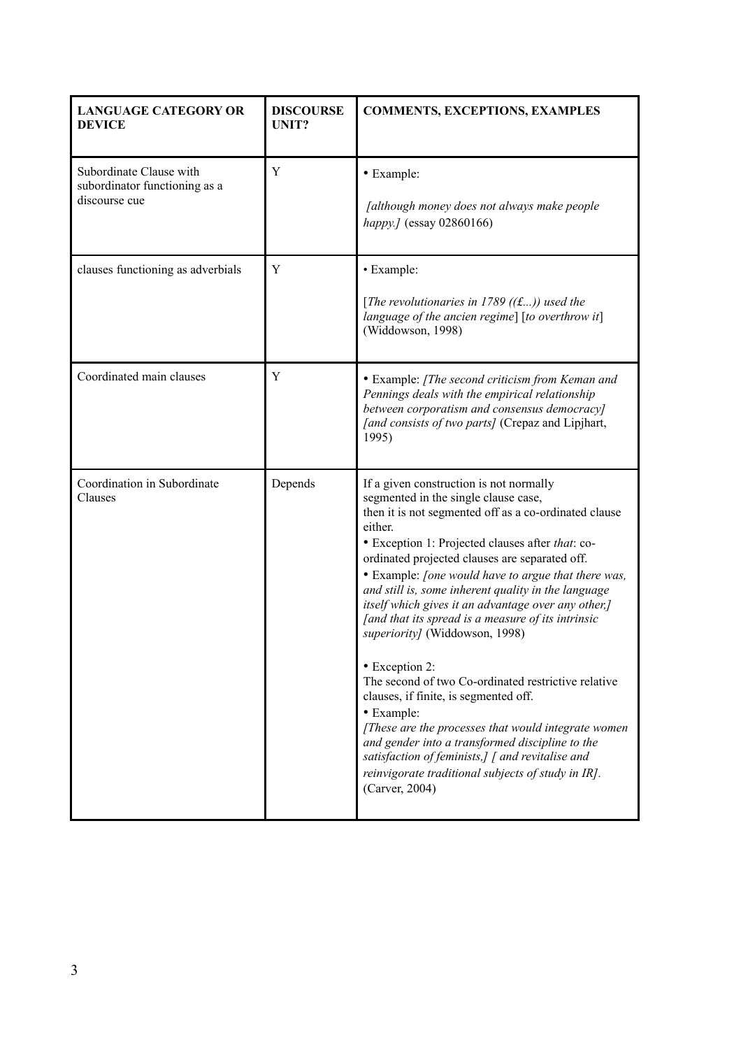| LANGUAGE CATEGORY OR DEVICE | DISCOURSE UNIT? | COMMENTS, EXCEPTIONS, EXAMPLES |
| --- | --- | --- |
| Subordinate Clause with subordinator functioning as a discourse cue | Y | • Example: <br><br> *[although money does not always make people happy.]* (essay 02860166) |
| clauses functioning as adverbials | Y | • Example: <br><br> [*The revolutionaries in 1789 ((£...)) used the language of the ancien regime*] [*to overthrow it*] (Widdowson, 1998) |
| Coordinated main clauses | Y | • Example: *[The second criticism from Keman and Pennings deals with the empirical relationship between corporatism and consensus democracy] [and consists of two parts]* (Crepaz and Lipjhart, 1995) |
| Coordination in Subordinate Clauses | Depends | If a given construction is not normally segmented in the single clause case, then it is not segmented off as a co-ordinated clause either. <br> • Exception 1: Projected clauses after *that*: co-ordinated projected clauses are separated off. <br> • Example: *[one would have to argue that there was, and still is, some inherent quality in the language itself which gives it an advantage over any other,] [and that its spread is a measure of its intrinsic superiority]* (Widdowson, 1998) <br><br> • Exception 2: <br> The second of two Co-ordinated restrictive relative clauses, if finite, is segmented off. <br> • Example: <br> *[These are the processes that would integrate women and gender into a transformed discipline to the satisfaction of feminists,] [ and revitalise and reinvigorate traditional subjects of study in IR].* (Carver, 2004) |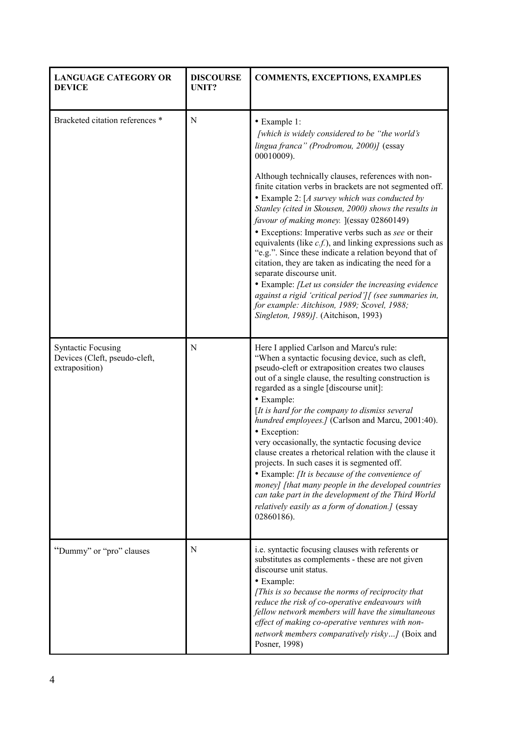| LANGUAGE CATEGORY OR DEVICE | DISCOURSE UNIT? | COMMENTS, EXCEPTIONS, EXAMPLES |
| --- | --- | --- |
| Bracketed citation references * | N | • Example 1: *[which is widely considered to be "the world's lingua franca" (Prodromou, 2000)]* (essay 00010009).<br><br>Although technically clauses, references with non-finite citation verbs in brackets are not segmented off.<br>• Example 2: [*A survey which was conducted by Stanley (cited in Skousen, 2000) shows the results in favour of making money.* ](essay 02860149)<br>• Exceptions: Imperative verbs such as *see* or their equivalents (like *c.f.*), and linking expressions such as "e.g.". Since these indicate a relation beyond that of citation, they are taken as indicating the need for a separate discourse unit.<br>• Example: *[Let us consider the increasing evidence against a rigid 'critical period'][ (see summaries in, for example: Aitchison, 1989; Scovel, 1988; Singleton, 1989)].* (Aitchison, 1993) |
| Syntactic Focusing Devices (Cleft, pseudo-cleft, extraposition) | N | Here I applied Carlson and Marcu's rule: "When a syntactic focusing device, such as cleft, pseudo-cleft or extraposition creates two clauses out of a single clause, the resulting construction is regarded as a single [discourse unit]:<br>• Example:<br>[*It is hard for the company to dismiss several hundred employees.]* (Carlson and Marcu, 2001:40).<br>• Exception:<br>very occasionally, the syntactic focusing device clause creates a rhetorical relation with the clause it projects. In such cases it is segmented off.<br>• Example: *[It is because of the convenience of money] [that many people in the developed countries can take part in the development of the Third World relatively easily as a form of donation.]* (essay 02860186). |
| "Dummy" or "pro" clauses | N | i.e. syntactic focusing clauses with referents or substitutes as complements - these are not given discourse unit status.<br>• Example:<br>*[This is so because the norms of reciprocity that reduce the risk of co-operative endeavours with fellow network members will have the simultaneous effect of making co-operative ventures with non-network members comparatively risky…]* (Boix and Posner, 1998) |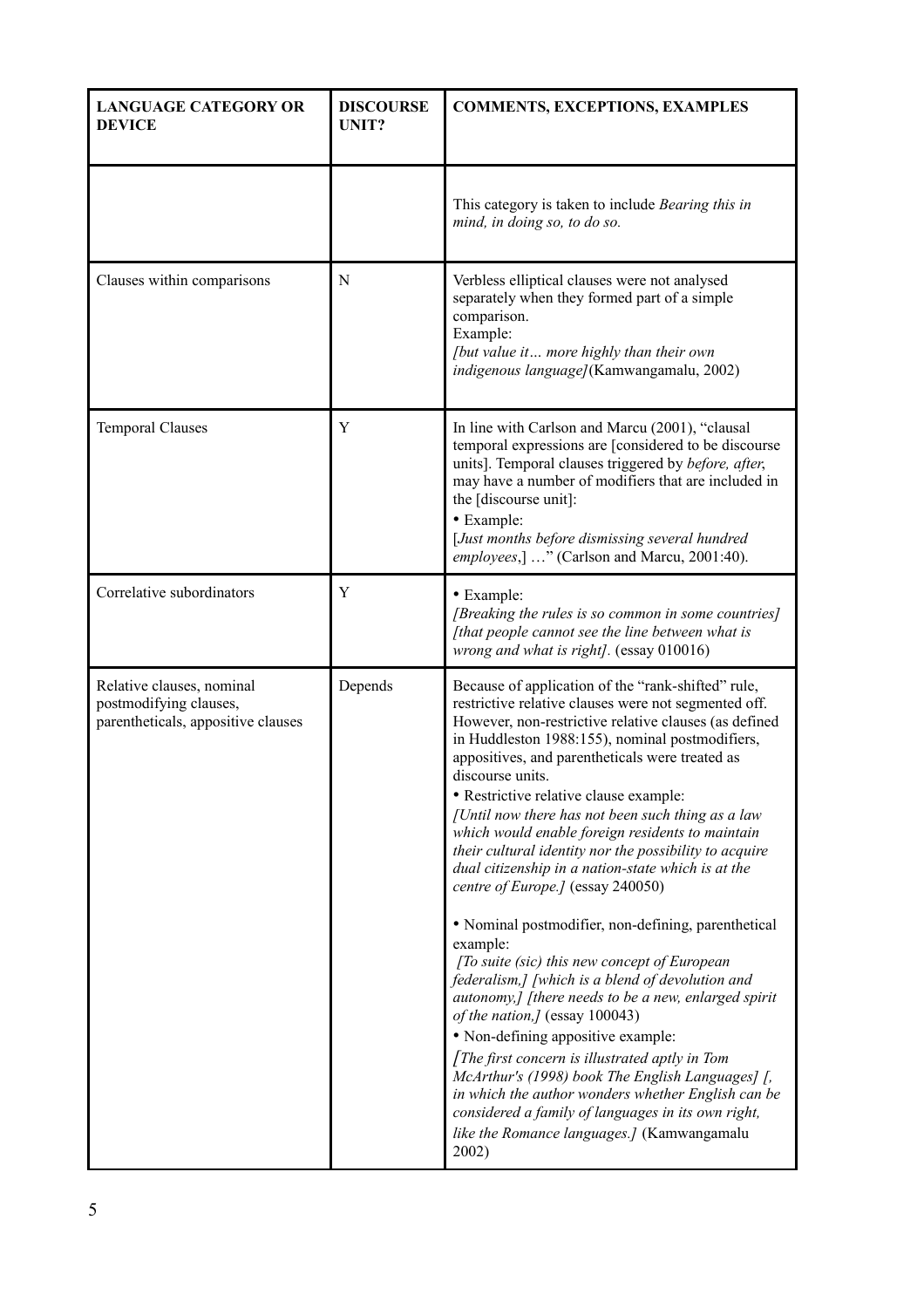| LANGUAGE CATEGORY OR DEVICE | DISCOURSE UNIT? | COMMENTS, EXCEPTIONS, EXAMPLES |
|---|---|---|
| | | This category is taken to include *Bearing this in mind, in doing so, to do so.* |
| Clauses within comparisons | N | Verbless elliptical clauses were not analysed separately when they formed part of a simple comparison.<br>Example:<br>*[but value it… more highly than their own indigenous language]*(Kamwangamalu, 2002) |
| Temporal Clauses | Y | In line with Carlson and Marcu (2001), "clausal temporal expressions are [considered to be discourse units]. Temporal clauses triggered by *before, after*, may have a number of modifiers that are included in the [discourse unit]:<br>• Example:<br>[*Just months before dismissing several hundred employees*,] …" (Carlson and Marcu, 2001:40). |
| Correlative subordinators | Y | • Example:<br>*[Breaking the rules is so common in some countries] [that people cannot see the line between what is wrong and what is right].* (essay 010016) |
| Relative clauses, nominal postmodifying clauses, parentheticals, appositive clauses | Depends | Because of application of the "rank-shifted" rule, restrictive relative clauses were not segmented off. However, non-restrictive relative clauses (as defined in Huddleston 1988:155), nominal postmodifiers, appositives, and parentheticals were treated as discourse units.<br>• Restrictive relative clause example:<br>*[Until now there has not been such thing as a law which would enable foreign residents to maintain their cultural identity nor the possibility to acquire dual citizenship in a nation-state which is at the centre of Europe.]* (essay 240050)<br><br>• Nominal postmodifier, non-defining, parenthetical example:<br>*[To suite (sic) this new concept of European federalism,] [which is a blend of devolution and autonomy,] [there needs to be a new, enlarged spirit of the nation,]* (essay 100043)<br>• Non-defining appositive example:<br>*[The first concern is illustrated aptly in Tom McArthur's (1998) book The English Languages] [, in which the author wonders whether English can be considered a family of languages in its own right, like the Romance languages.]* (Kamwangamalu 2002) |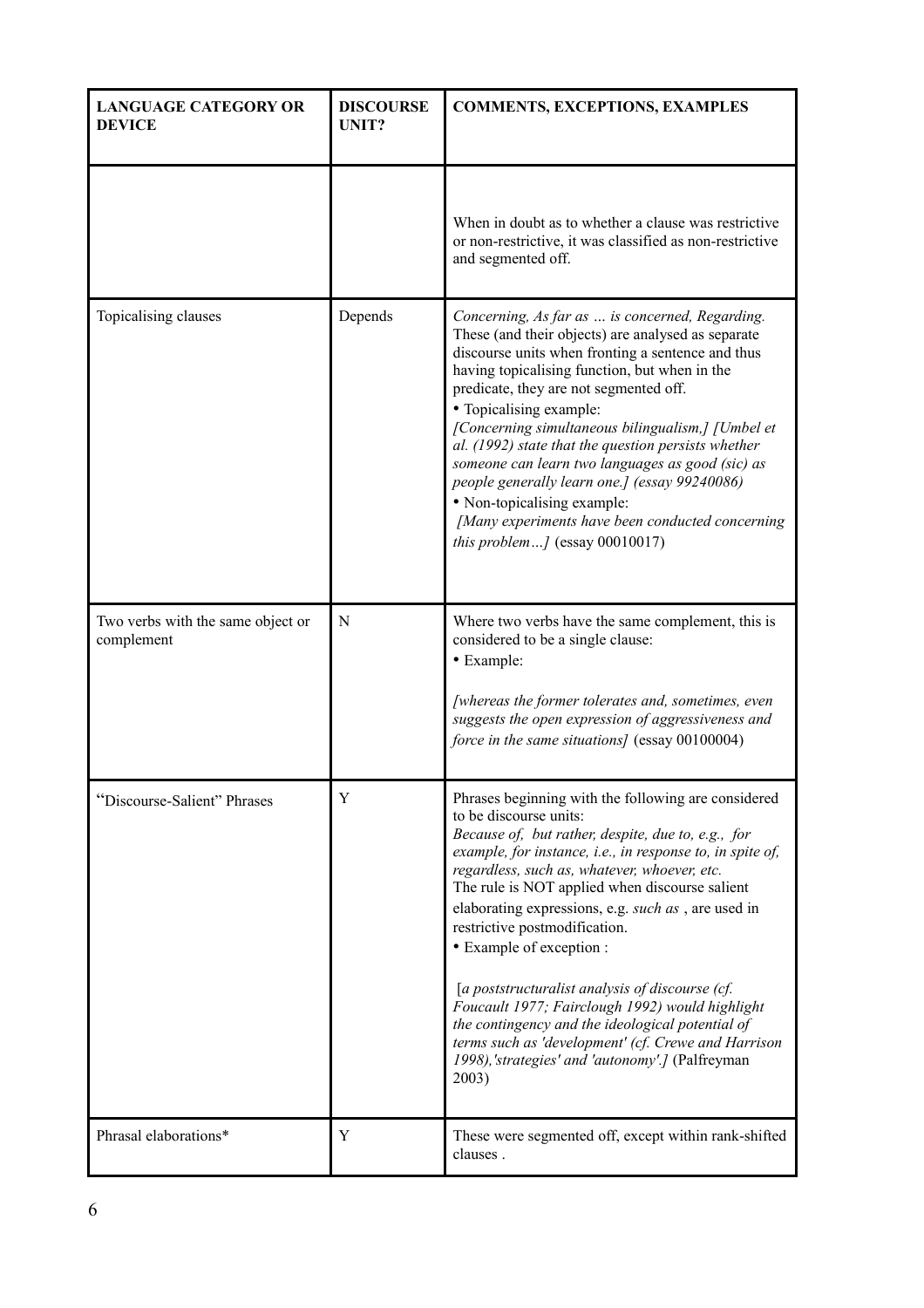| LANGUAGE CATEGORY OR DEVICE | DISCOURSE UNIT? | COMMENTS, EXCEPTIONS, EXAMPLES |
|---|---|---|
| | | When in doubt as to whether a clause was restrictive or non-restrictive, it was classified as non-restrictive and segmented off. |
| Topicalising clauses | Depends | *Concerning, As far as … is concerned, Regarding.* These (and their objects) are analysed as separate discourse units when fronting a sentence and thus having topicalising function, but when in the predicate, they are not segmented off. <br>• Topicalising example: <br>*[Concerning simultaneous bilingualism,] [Umbel et al. (1992) state that the question persists whether someone can learn two languages as good (sic) as people generally learn one.] (essay 99240086)* <br>• Non-topicalising example: <br>*[Many experiments have been conducted concerning this problem…]* (essay 00010017) |
| Two verbs with the same object or complement | N | Where two verbs have the same complement, this is considered to be a single clause: <br>• Example: <br>*[whereas the former tolerates and, sometimes, even suggests the open expression of aggressiveness and force in the same situations]* (essay 00100004) |
| "Discourse-Salient" Phrases | Y | Phrases beginning with the following are considered to be discourse units: <br>*Because of, but rather, despite, due to, e.g., for example, for instance, i.e., in response to, in spite of, regardless, such as, whatever, whoever, etc.* <br>The rule is NOT applied when discourse salient elaborating expressions, e.g. *such as* , are used in restrictive postmodification. <br>• Example of exception : <br>[*a poststructuralist analysis of discourse (cf. Foucault 1977; Fairclough 1992) would highlight the contingency and the ideological potential of terms such as 'development' (cf. Crewe and Harrison 1998),'strategies' and 'autonomy'.]* (Palfreyman 2003) |
| Phrasal elaborations* | Y | These were segmented off, except within rank-shifted clauses . |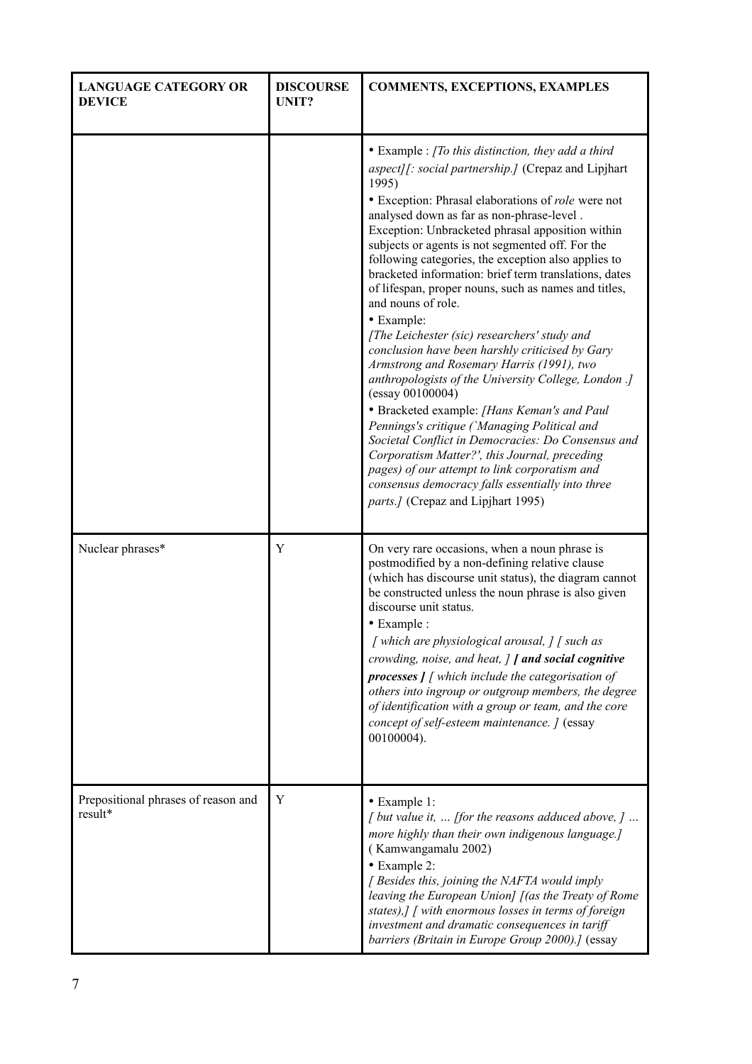| LANGUAGE CATEGORY OR DEVICE | DISCOURSE UNIT? | COMMENTS, EXCEPTIONS, EXAMPLES |
|---|---|---|
| | | • Example : *[To this distinction, they add a third aspect][: social partnership.]* (Crepaz and Lipjhart 1995)<br>• Exception: Phrasal elaborations of *role* were not analysed down as far as non-phrase-level .<br>Exception: Unbracketed phrasal apposition within subjects or agents is not segmented off. For the following categories, the exception also applies to bracketed information: brief term translations, dates of lifespan, proper nouns, such as names and titles, and nouns of role.<br>• Example:<br>*[The Leichester (sic) researchers' study and conclusion have been harshly criticised by Gary Armstrong and Rosemary Harris (1991), two anthropologists of the University College, London .]* (essay 00100004)<br>• Bracketed example: *[Hans Keman's and Paul Pennings's critique (`Managing Political and Societal Conflict in Democracies: Do Consensus and Corporatism Matter?', this Journal, preceding pages) of our attempt to link corporatism and consensus democracy falls essentially into three parts.]* (Crepaz and Lipjhart 1995) |
| Nuclear phrases* | Y | On very rare occasions, when a noun phrase is postmodified by a non-defining relative clause (which has discourse unit status), the diagram cannot be constructed unless the noun phrase is also given discourse unit status.<br>• Example :<br>*[ which are physiological arousal, ] [ such as crowding, noise, and heat, ]* ***[ and social cognitive processes ]*** *[ which include the categorisation of others into ingroup or outgroup members, the degree of identification with a group or team, and the core concept of self-esteem maintenance. ]* (essay 00100004). |
| Prepositional phrases of reason and result* | Y | • Example 1:<br>*[ but value it, … [for the reasons adduced above, ] … more highly than their own indigenous language.]* ( Kamwangamalu 2002)<br>• Example 2:<br>*[ Besides this, joining the NAFTA would imply leaving the European Union] [(as the Treaty of Rome states),] [ with enormous losses in terms of foreign investment and dramatic consequences in tariff barriers (Britain in Europe Group 2000).]* (essay |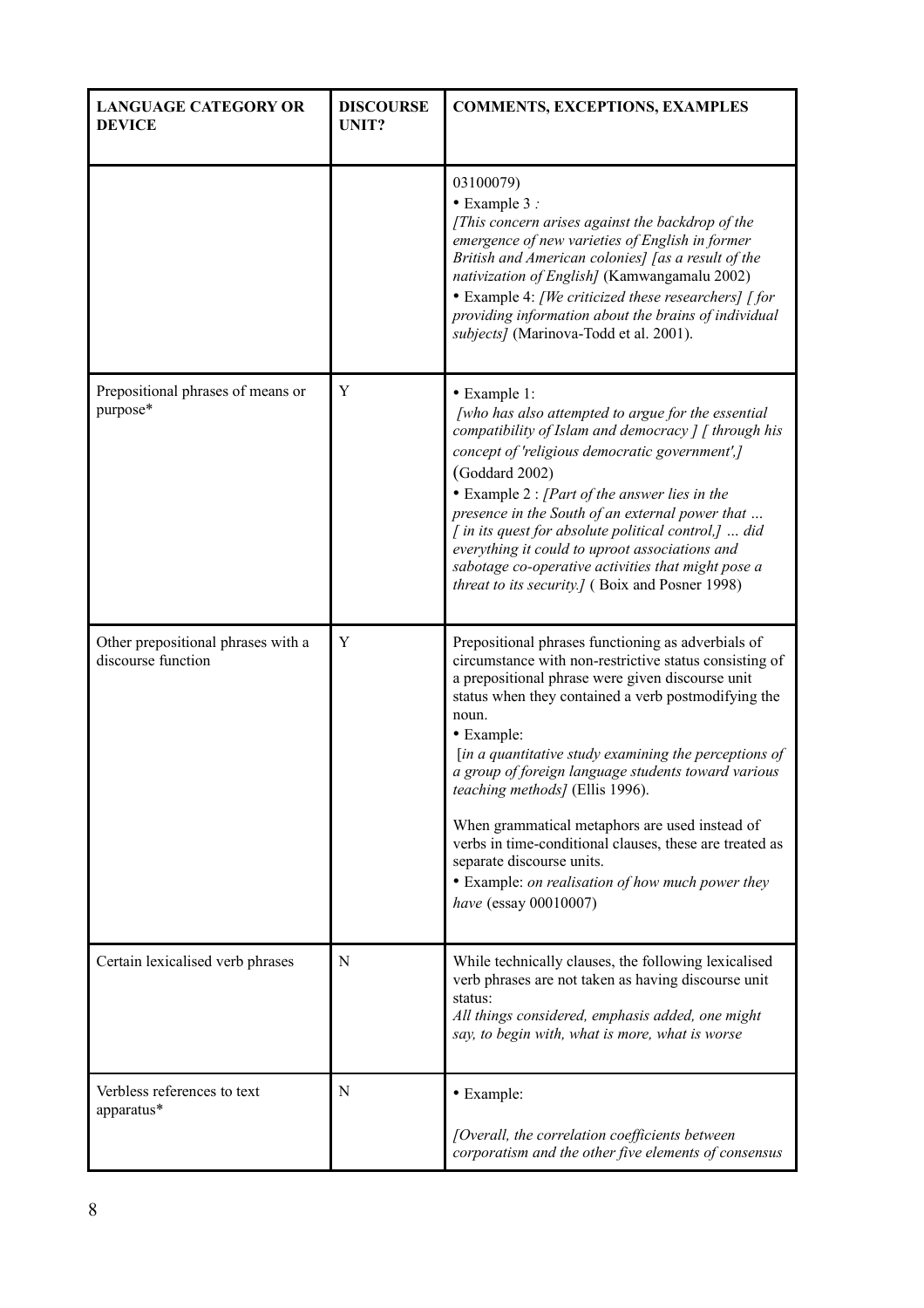| LANGUAGE CATEGORY OR DEVICE | DISCOURSE UNIT? | COMMENTS, EXCEPTIONS, EXAMPLES |
|---|---|---|
| | | 03100079)<br>• Example 3 *:* *[This concern arises against the backdrop of the emergence of new varieties of English in former British and American colonies] [as a result of the nativization of English]* (Kamwangamalu 2002)<br>• Example 4: *[We criticized these researchers] [ for providing information about the brains of individual subjects]* (Marinova-Todd et al. 2001). |
| Prepositional phrases of means or purpose* | Y | • Example 1: *[who has also attempted to argue for the essential compatibility of Islam and democracy ] [ through his concept of 'religious democratic government',]* (Goddard 2002)<br>• Example 2 : *[Part of the answer lies in the presence in the South of an external power that … [ in its quest for absolute political control,] … did everything it could to uproot associations and sabotage co-operative activities that might pose a threat to its security.]* ( Boix and Posner 1998) |
| Other prepositional phrases with a discourse function | Y | Prepositional phrases functioning as adverbials of circumstance with non-restrictive status consisting of a prepositional phrase were given discourse unit status when they contained a verb postmodifying the noun.<br>• Example: [*in a quantitative study examining the perceptions of a group of foreign language students toward various teaching methods]* (Ellis 1996).<br><br>When grammatical metaphors are used instead of verbs in time-conditional clauses, these are treated as separate discourse units.<br>• Example: *on realisation of how much power they have* (essay 00010007) |
| Certain lexicalised verb phrases | N | While technically clauses, the following lexicalised verb phrases are not taken as having discourse unit status:<br>*All things considered, emphasis added, one might say, to begin with, what is more, what is worse* |
| Verbless references to text apparatus* | N | • Example:<br><br>*[Overall, the correlation coefficients between corporatism and the other five elements of consensus* |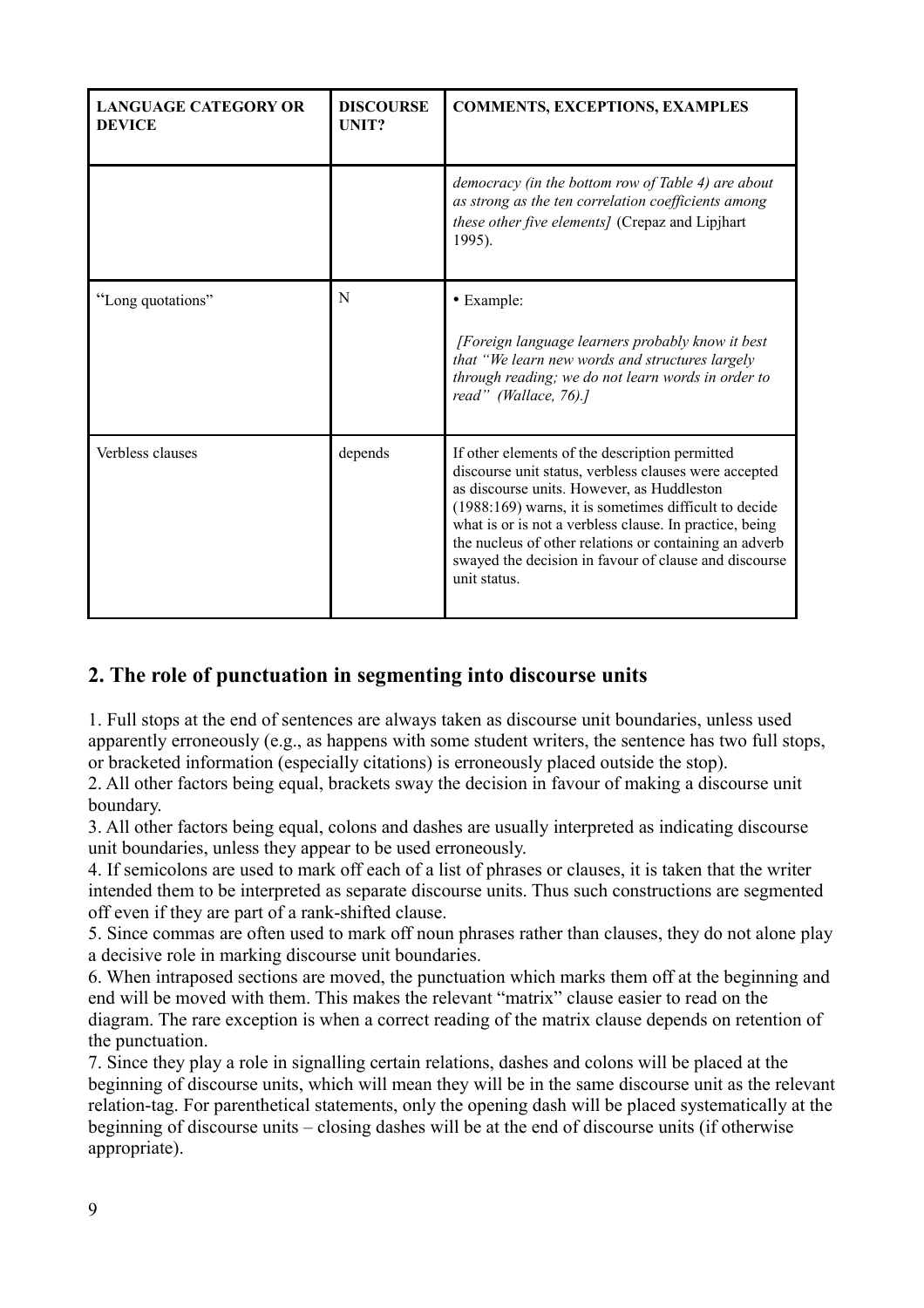| LANGUAGE CATEGORY OR DEVICE | DISCOURSE UNIT? | COMMENTS, EXCEPTIONS, EXAMPLES |
|---|---|---|
| | | *democracy (in the bottom row of Table 4) are about as strong as the ten correlation coefficients among these other five elements]* (Crepaz and Lipjhart 1995). |
| "Long quotations" | N | • Example: *[Foreign language learners probably know it best that "We learn new words and structures largely through reading; we do not learn words in order to read" (Wallace, 76).]* |
| Verbless clauses | depends | If other elements of the description permitted discourse unit status, verbless clauses were accepted as discourse units. However, as Huddleston (1988:169) warns, it is sometimes difficult to decide what is or is not a verbless clause. In practice, being the nucleus of other relations or containing an adverb swayed the decision in favour of clause and discourse unit status. |

## 2. The role of punctuation in segmenting into discourse units

1. Full stops at the end of sentences are always taken as discourse unit boundaries, unless used apparently erroneously (e.g., as happens with some student writers, the sentence has two full stops, or bracketed information (especially citations) is erroneously placed outside the stop).
2. All other factors being equal, brackets sway the decision in favour of making a discourse unit boundary.
3. All other factors being equal, colons and dashes are usually interpreted as indicating discourse unit boundaries, unless they appear to be used erroneously.
4. If semicolons are used to mark off each of a list of phrases or clauses, it is taken that the writer intended them to be interpreted as separate discourse units. Thus such constructions are segmented off even if they are part of a rank-shifted clause.
5. Since commas are often used to mark off noun phrases rather than clauses, they do not alone play a decisive role in marking discourse unit boundaries.
6. When intraposed sections are moved, the punctuation which marks them off at the beginning and end will be moved with them. This makes the relevant "matrix" clause easier to read on the diagram. The rare exception is when a correct reading of the matrix clause depends on retention of the punctuation.
7. Since they play a role in signalling certain relations, dashes and colons will be placed at the beginning of discourse units, which will mean they will be in the same discourse unit as the relevant relation-tag. For parenthetical statements, only the opening dash will be placed systematically at the beginning of discourse units – closing dashes will be at the end of discourse units (if otherwise appropriate).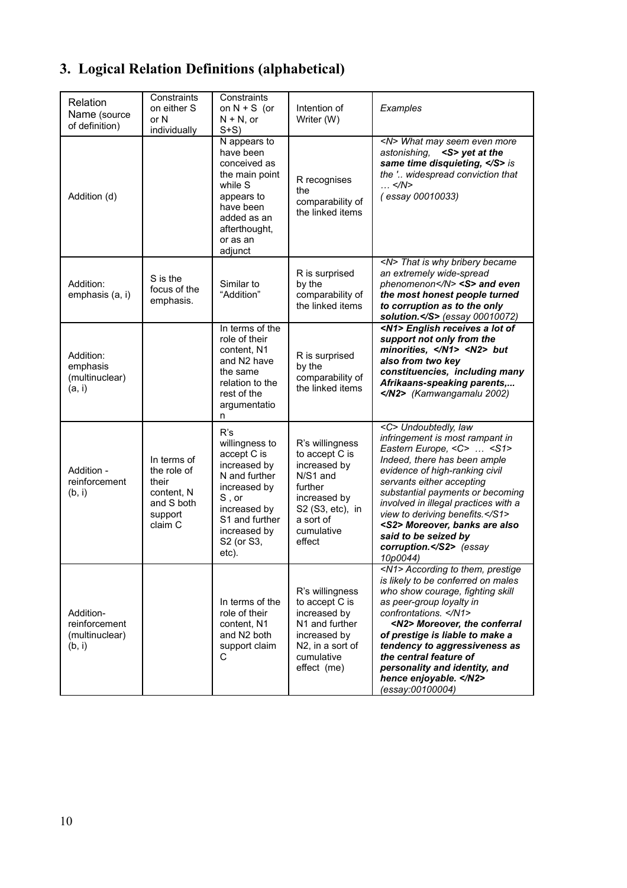## 3. Logical Relation Definitions (alphabetical)

| Relation Name (source of definition) | Constraints on either S or N individually | Constraints on N + S (or N + N, or S+S) | Intention of Writer (W) | *Examples* |
|---|---|---|---|---|
| Addition (d) | | N appears to have been conceived as the main point while S appears to have been added as an afterthought, or as an adjunct | R recognises the comparability of the linked items | *<N> What may seem even more astonishing, **<S> yet at the same time disquieting, </S>** is the '.. widespread conviction that … </N>* *( essay 00010033)* |
| Addition: emphasis (a, i) | S is the focus of the emphasis. | Similar to "Addition" | R is surprised by the comparability of the linked items | *<N> That is why bribery became an extremely wide-spread phenomenon</N> **<S> and even the most honest people turned to corruption as to the only solution.</S>** (essay 00010072)* |
| Addition: emphasis (multinuclear) (a, i) | | In terms of the role of their content, N1 and N2 have the same relation to the rest of the argumentation | R is surprised by the comparability of the linked items | ***<N1> English receives a lot of support not only from the minorities, </N1> <N2> but also from two key constituencies, including many Afrikaans-speaking parents,... </N2>** (Kamwangamalu 2002)* |
| Addition - reinforcement (b, i) | In terms of the role of their content, N and S both support claim C | R's willingness to accept C is increased by N and further increased by S , or increased by S1 and further increased by S2 (or S3, etc). | R's willingness to accept C is increased by N/S1 and further increased by S2 (S3, etc), in a sort of cumulative effect | *<C> Undoubtedly, law infringement is most rampant in Eastern Europe, <C> … <S1> Indeed, there has been ample evidence of high-ranking civil servants either accepting substantial payments or becoming involved in illegal practices with a view to deriving benefits.</S1> **<S2> Moreover, banks are also said to be seized by corruption.</S2>** (essay 10p0044)* |
| Addition-reinforcement (multinuclear) (b, i) | | In terms of the role of their content, N1 and N2 both support claim C | R's willingness to accept C is increased by N1 and further increased by N2, in a sort of cumulative effect (me) | *<N1> According to them, prestige is likely to be conferred on males who show courage, fighting skill as peer-group loyalty in confrontations. </N1> **<N2> Moreover, the conferral of prestige is liable to make a tendency to aggressiveness as the central feature of personality and identity, and hence enjoyable. </N2>** (essay:00100004)* |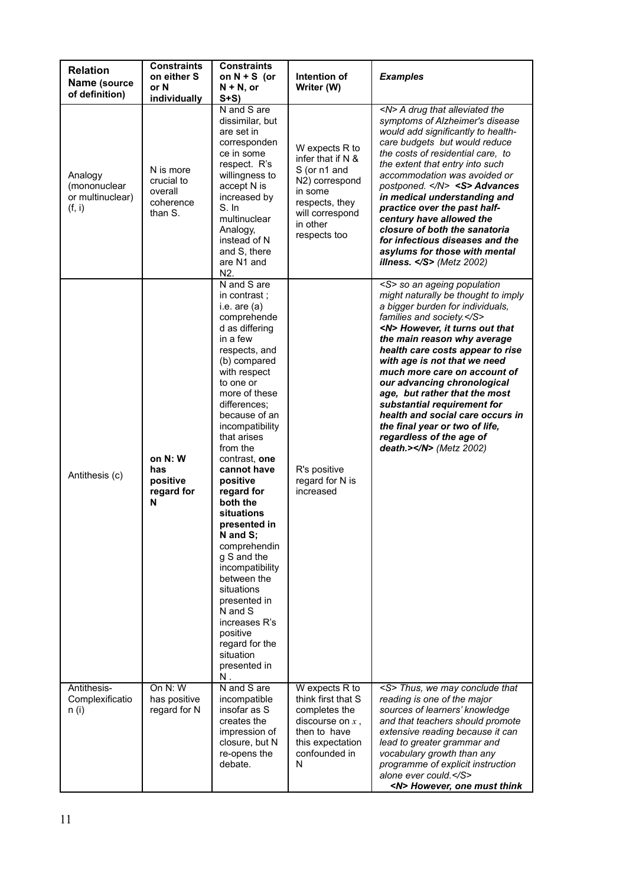| **Relation Name** (source of definition) | **Constraints on either S or N individually** | **Constraints on N + S (or N + N, or S+S)** | **Intention of Writer (W)** | ***Examples*** |
|---|---|---|---|---|
| Analogy (mononuclear or multinuclear) (f, i) | N is more crucial to overall coherence than S. | N and S are dissimilar, but are set in correspondence in some respect. R's willingness to accept N is increased by S. In multinuclear Analogy, instead of N and S, there are N1 and N2. | W expects R to infer that if N & S (or n1 and N2) correspond in some respects, they will correspond in other respects too | *<N> A drug that alleviated the symptoms of Alzheimer's disease would add significantly to health-care budgets but would reduce the costs of residential care, to the extent that entry into such accommodation was avoided or postponed. </N>* ***<S> Advances in medical understanding and practice over the past half-century have allowed the closure of both the sanatoria for infectious diseases and the asylums for those with mental illness. </S>*** *(Metz 2002)* |
| Antithesis (c) | **on N: W has positive regard for N** | N and S are in contrast ; i.e. are (a) comprehended as differing in a few respects, and (b) compared with respect to one or more of these differences; because of an incompatibility that arises from the contrast, **one cannot have positive regard for both the situations presented in N and S;** comprehending S and the incompatibility between the situations presented in N and S increases R's positive regard for the situation presented in N . | R's positive regard for N is increased | *<S> so an ageing population might naturally be thought to imply a bigger burden for individuals, families and society.</S>* ***<N> However, it turns out that the main reason why average health care costs appear to rise with age is not that we need much more care on account of our advancing chronological age, but rather that the most substantial requirement for health and social care occurs in the final year or two of life, regardless of the age of death.></N>*** *(Metz 2002)* |
| Antithesis-Complexification (i) | On N: W has positive regard for N | N and S are incompatible insofar as S creates the impression of closure, but N re-opens the debate. | W expects R to think first that S completes the discourse on $x$ , then to have this expectation confounded in N | *<S> Thus, we may conclude that reading is one of the major sources of learners' knowledge and that teachers should promote extensive reading because it can lead to greater grammar and vocabulary growth than any programme of explicit instruction alone ever could.</S>* ***<N> However, one must think*** |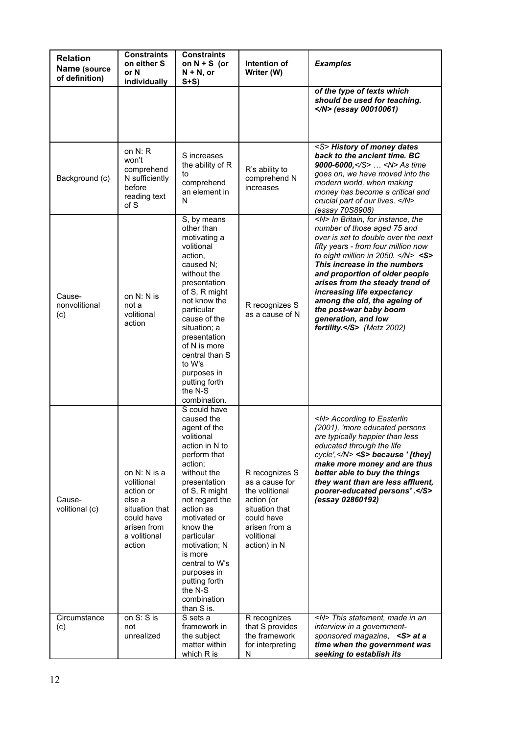| Relation Name (source of definition) | Constraints on either S or N individually | Constraints on N + S (or N + N, or S+S) | Intention of Writer (W) | *Examples* |
|---|---|---|---|---|
| | | | | ***of the type of texts which should be used for teaching. </N> (essay 00010061)*** |
| Background (c) | on N: R won't comprehend N sufficiently before reading text of S | S increases the ability of R to comprehend an element in N | R's ability to comprehend N increases | *<S>* ***History of money dates back to the ancient time. BC 9000-6000,*** *</S> … <N> As time goes on, we have moved into the modern world, when making money has become a critical and crucial part of our lives. </N> (essay 70S8908)* |
| Cause-nonvolitional (c) | on N: N is not a volitional action | S, by means other than motivating a volitional action, caused N; without the presentation of S, R might not know the particular cause of the situation; a presentation of N is more central than S to W's purposes in putting forth the N-S combination. | R recognizes S as a cause of N | *<N> In Britain, for instance, the number of those aged 75 and over is set to double over the next fifty years - from four million now to eight million in 2050. </N>* ***<S> This increase in the numbers and proportion of older people arises from the steady trend of increasing life expectancy among the old, the ageing of the post-war baby boom generation, and low fertility.</S>*** *(Metz 2002)* |
| Cause-volitional (c) | on N: N is a volitional action or else a situation that could have arisen from a volitional action | S could have caused the agent of the volitional action in N to perform that action; without the presentation of S, R might not regard the action as motivated or know the particular motivation; N is more central to W's purposes in putting forth the N-S combination than S is. | R recognizes S as a cause for the volitional action (or situation that could have arisen from a volitional action) in N | *<N> According to Easterlin (2001), 'more educated persons are typically happier than less educated through the life cycle',</N>* ***<S> because ' [they] make more money and are thus better able to buy the things they want than are less affluent, poorer-educated persons' .</S> (essay 02860192)*** |
| Circumstance (c) | on S: S is not unrealized | S sets a framework in the subject matter within which R is | R recognizes that S provides the framework for interpreting N | *<N> This statement, made in an interview in a government-sponsored magazine,* ***<S> at a time when the government was seeking to establish its*** |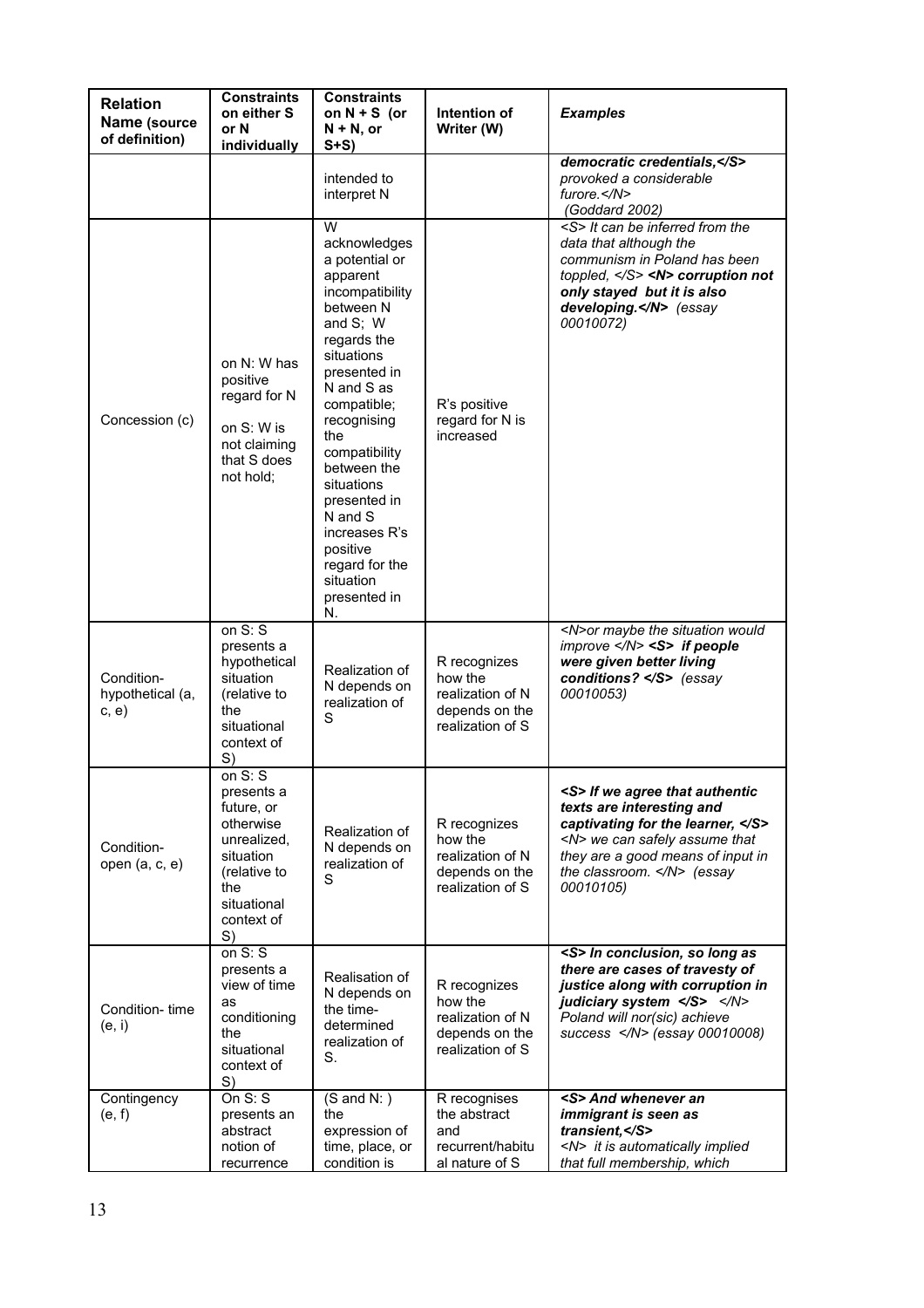| Relation Name (source of definition) | Constraints on either S or N individually | Constraints on N + S (or N + N, or S+S) | Intention of Writer (W) | *Examples* |
|---|---|---|---|---|
| | | intended to interpret N | | ***democratic credentials,</S>*** *provoked a considerable furore.</N>* *(Goddard 2002)* |
| Concession (c) | on N: W has positive regard for N<br><br>on S: W is not claiming that S does not hold; | W acknowledges a potential or apparent incompatibility between N and S; W regards the situations presented in N and S as compatible; recognising the compatibility between the situations presented in N and S increases R's positive regard for the situation presented in N. | R's positive regard for N is increased | *<S> It can be inferred from the data that although the communism in Poland has been toppled, </S>* ***<N> corruption not only stayed but it is also developing.</N>*** *(essay 00010072)* |
| Condition-hypothetical (a, c, e) | on S: S presents a hypothetical situation (relative to the situational context of S) | Realization of N depends on realization of S | R recognizes how the realization of N depends on the realization of S | *<N>or maybe the situation would improve </N>* ***<S> if people were given better living conditions? </S>*** *(essay 00010053)* |
| Condition-open (a, c, e) | on S: S presents a future, or otherwise unrealized, situation (relative to the situational context of S) | Realization of N depends on realization of S | R recognizes how the realization of N depends on the realization of S | ***<S> If we agree that authentic texts are interesting and captivating for the learner, </S>*** *<N> we can safely assume that they are a good means of input in the classroom. </N> (essay 00010105)* |
| Condition- time (e, i) | on S: S presents a view of time as conditioning the situational context of S) | Realisation of N depends on the time-determined realization of S. | R recognizes how the realization of N depends on the realization of S | ***<S> In conclusion, so long as there are cases of travesty of justice along with corruption in judiciary system </S>*** *</N> Poland will nor(sic) achieve success </N> (essay 00010008)* |
| Contingency (e, f) | On S: S presents an abstract notion of recurrence | (S and N: ) the expression of time, place, or condition is | R recognises the abstract and recurrent/habitual nature of S | ***<S> And whenever an immigrant is seen as transient,</S>*** *<N> it is automatically implied that full membership, which* |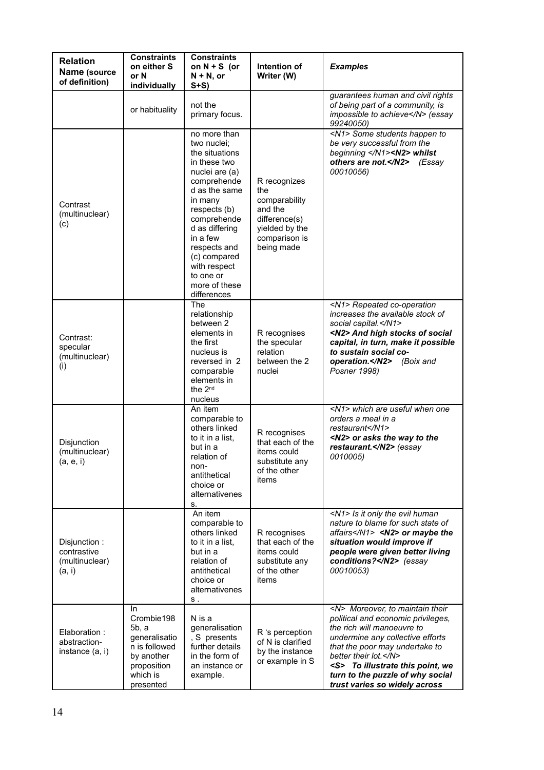| Relation Name (source of definition) | Constraints on either S or N individually | Constraints on N + S (or N + N, or S+S) | Intention of Writer (W) | *Examples* |
|---|---|---|---|---|
| | or habituality | not the primary focus. | | *guarantees human and civil rights of being part of a community, is impossible to achieve</N> (essay 99240050)* |
| Contrast (multinuclear) (c) | | no more than two nuclei; the situations in these two nuclei are (a) comprehended as the same in many respects (b) comprehended as differing in a few respects and (c) compared with respect to one or more of these differences | R recognizes the comparability and the difference(s) yielded by the comparison is being made | *<N1> Some students happen to be very successful from the beginning </N1>**<N2> whilst others are not.</N2>** (Essay 00010056)* |
| Contrast: specular (multinuclear) (i) | | The relationship between 2 elements in the first nucleus is reversed in 2 comparable elements in the 2nd nucleus | R recognises the specular relation between the 2 nuclei | *<N1> Repeated co-operation increases the available stock of social capital.</N1>* ***<N2> And high stocks of social capital, in turn, make it possible to sustain social co-operation.</N2>*** *(Boix and Posner 1998)* |
| Disjunction (multinuclear) (a, e, i) | | An item comparable to others linked to it in a list, but in a relation of non-antithetical choice or alternativeness. | R recognises that each of the items could substitute any of the other items | *<N1> which are useful when one orders a meal in a restaurant</N1>* ***<N2> or asks the way to the restaurant.</N2>*** *(essay 0010005)* |
| Disjunction : contrastive (multinuclear) (a, i) | | An item comparable to others linked to it in a list, but in a relation of antithetical choice or alternativeness . | R recognises that each of the items could substitute any of the other items | *<N1> Is it only the evil human nature to blame for such state of affairs</N1>* ***<N2> or maybe the situation would improve if people were given better living conditions?</N2>*** *(essay 00010053)* |
| Elaboration : abstraction-instance (a, i) | In Crombie1985b, a generalisation is followed by another proposition which is presented | N is a generalisation , S presents further details in the form of an instance or example. | R 's perception of N is clarified by the instance or example in S | *<N> Moreover, to maintain their political and economic privileges, the rich will manoeuvre to undermine any collective efforts that the poor may undertake to better their lot.</N>* ***<S> To illustrate this point, we turn to the puzzle of why social trust varies so widely across*** |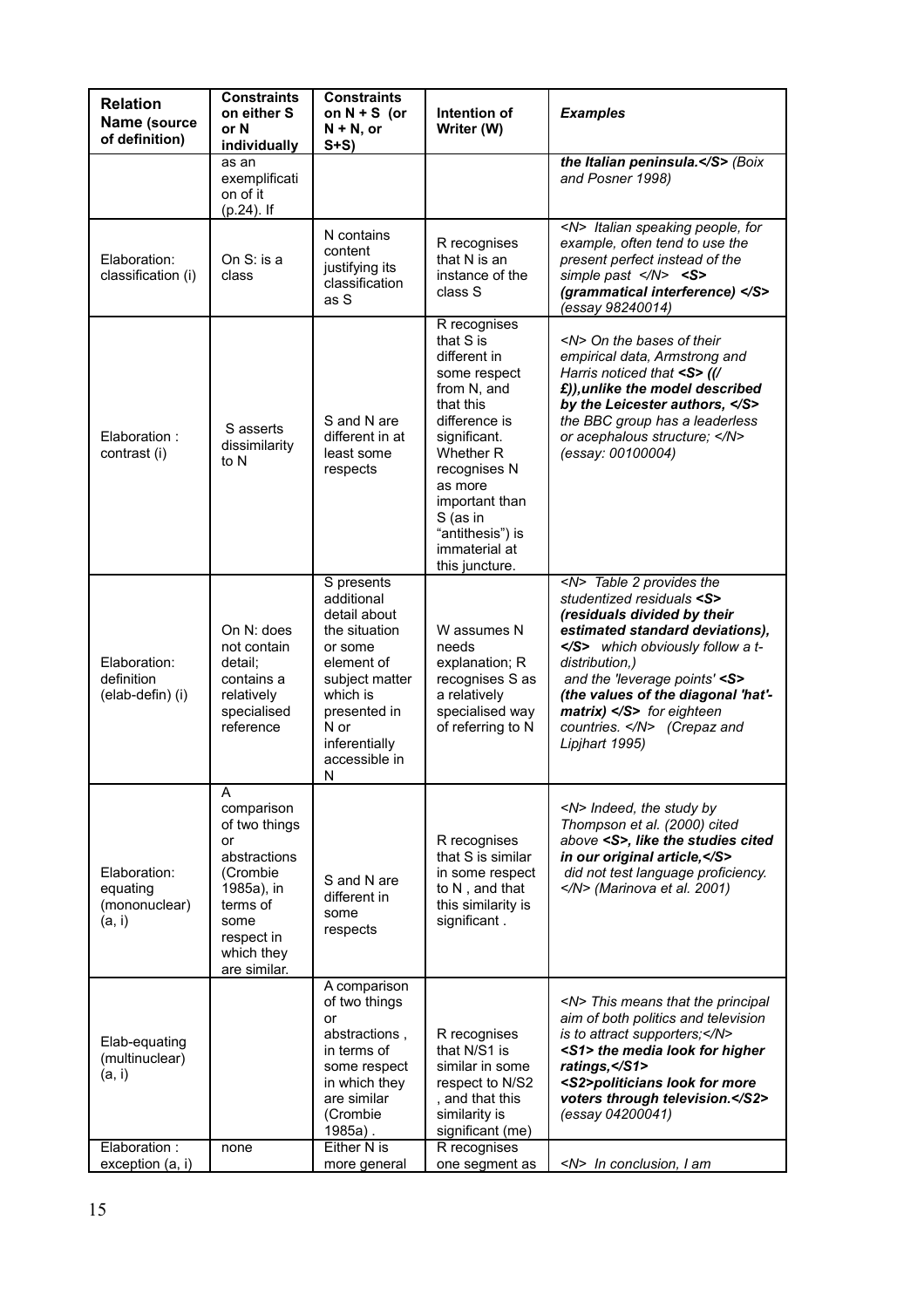| Relation Name (source of definition) | Constraints on either S or N individually | Constraints on N + S (or N + N, or S+S) | Intention of Writer (W) | *Examples* |
|---|---|---|---|---|
| | as an exemplification of it (p.24). If | | | ***the Italian peninsula.</S>*** *(Boix and Posner 1998)* |
| Elaboration: classification (i) | On S: is a class | N contains content justifying its classification as S | R recognises that N is an instance of the class S | *<N> Italian speaking people, for example, often tend to use the present perfect instead of the simple past </N>* ***<S> (grammatical interference) </S>*** *(essay 98240014)* |
| Elaboration : contrast (i) | S asserts dissimilarity to N | S and N are different in at least some respects | R recognises that S is different in some respect from N, and that this difference is significant. Whether R recognises N as more important than S (as in "antithesis") is immaterial at this juncture. | *<N> On the bases of their empirical data, Armstrong and Harris noticed that* ***<S> ((/ £)),unlike the model described by the Leicester authors, </S>*** *the BBC group has a leaderless or acephalous structure; </N> (essay: 00100004)* |
| Elaboration: definition (elab-defin) (i) | On N: does not contain detail; contains a relatively specialised reference | S presents additional detail about the situation or some element of subject matter which is presented in N or inferentially accessible in N | W assumes N needs explanation; R recognises S as a relatively specialised way of referring to N | *<N> Table 2 provides the studentized residuals* ***<S> (residuals divided by their estimated standard deviations), </S>*** *which obviously follow a t-distribution,) and the 'leverage points'* ***<S> (the values of the diagonal 'hat'-matrix) </S>*** *for eighteen countries. </N> (Crepaz and Lipjhart 1995)* |
| Elaboration: equating (mononuclear) (a, i) | A comparison of two things or abstractions (Crombie 1985a), in terms of some respect in which they are similar. | S and N are different in some respects | R recognises that S is similar in some respect to N , and that this similarity is significant . | *<N> Indeed, the study by Thompson et al. (2000) cited above* ***<S>, like the studies cited in our original article,</S>*** *did not test language proficiency. </N> (Marinova et al. 2001)* |
| Elab-equating (multinuclear) (a, i) | | A comparison of two things or abstractions , in terms of some respect in which they are similar (Crombie 1985a) . | R recognises that N/S1 is similar in some respect to N/S2 , and that this similarity is significant (me) | *<N> This means that the principal aim of both politics and television is to attract supporters;</N>* ***<S1> the media look for higher ratings,</S1> <S2>politicians look for more voters through television.</S2>*** *(essay 04200041)* |
| Elaboration : exception (a, i) | none | Either N is more general | R recognises one segment as | *<N> In conclusion, I am* |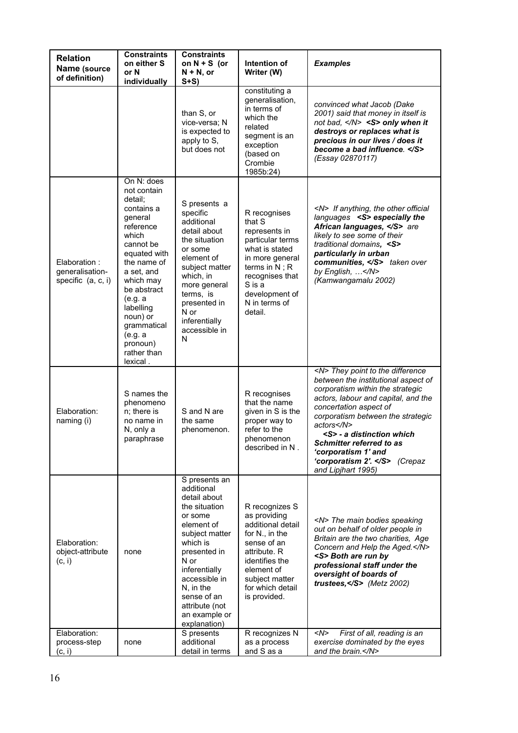| **Relation Name** (source of definition) | **Constraints on either S or N individually** | **Constraints on N + S (or N + N, or S+S)** | **Intention of Writer (W)** | ***Examples*** |
|---|---|---|---|---|
| | | than S, or vice-versa; N is expected to apply to S, but does not | constituting a generalisation, in terms of which the related segment is an exception (based on Crombie 1985b:24) | *convinced what Jacob (Dake 2001) said that money in itself is not bad, </N>* ***<S> only when it destroys or replaces what is precious in our lives / does it become a bad influence. </S>*** *(Essay 02870117)* |
| Elaboration : generalisation-specific (a, c, i) | On N: does not contain detail; contains a general reference which cannot be equated with the name of a set, and which may be abstract (e.g. a labelling noun) or grammatical (e.g. a pronoun) rather than lexical . | S presents a specific additional detail about the situation or some element of subject matter which, in more general terms, is presented in N or inferentially accessible in N | R recognises that S represents in particular terms what is stated in more general terms in N ; R recognises that S is a development of N in terms of detail. | *<N> If anything, the other official languages* ***<S> especially the African languages, </S>*** *are likely to see some of their traditional domains,* ***<S> particularly in urban communities, </S>*** *taken over by English, …</N> (Kamwangamalu 2002)* |
| Elaboration: naming (i) | S names the phenomenon; there is no name in N, only a paraphrase | S and N are the same phenomenon. | R recognises that the name given in S is the proper way to refer to the phenomenon described in N . | *<N> They point to the difference between the institutional aspect of corporatism within the strategic actors, labour and capital, and the concertation aspect of corporatism between the strategic actors</N>* ***<S> - a distinction which Schmitter referred to as 'corporatism 1' and 'corporatism 2'. </S>*** *(Crepaz and Lipjhart 1995)* |
| Elaboration: object-attribute (c, i) | none | S presents an additional detail about the situation or some element of subject matter which is presented in N or inferentially accessible in N, in the sense of an attribute (not an example or explanation) | R recognizes S as providing additional detail for N., in the sense of an attribute. R identifies the element of subject matter for which detail is provided. | *<N> The main bodies speaking out on behalf of older people in Britain are the two charities, Age Concern and Help the Aged.</N>* ***<S> Both are run by professional staff under the oversight of boards of trustees,</S>*** *(Metz 2002)* |
| Elaboration: process-step (c, i) | none | S presents additional detail in terms | R recognizes N as a process and S as a | *<N> First of all, reading is an exercise dominated by the eyes and the brain.</N>* |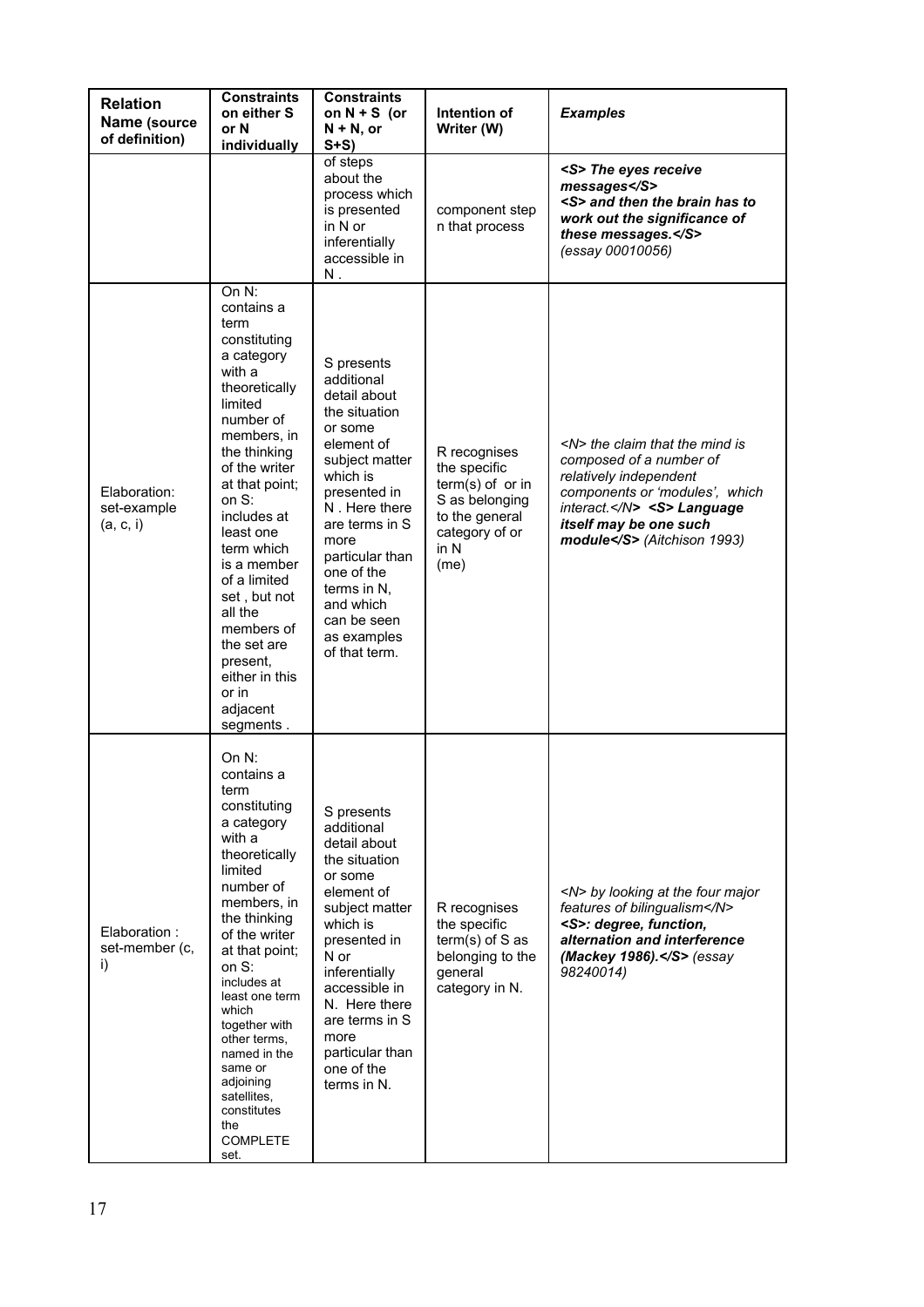| **Relation Name** (source of definition) | **Constraints on either S or N individually** | **Constraints on N + S (or N + N, or S+S)** | **Intention of Writer (W)** | ***Examples*** |
|---|---|---|---|---|
| | | of steps about the process which is presented in N or inferentially accessible in N . | component step n that process | ***<S> The eyes receive messages</S> <S> and then the brain has to work out the significance of these messages.</S>*** *(essay 00010056)* |
| Elaboration: set-example (a, c, i) | On N: contains a term constituting a category with a theoretically limited number of members, in the thinking of the writer at that point; on S: includes at least one term which is a member of a limited set , but not all the members of the set are present, either in this or in adjacent segments . | S presents additional detail about the situation or some element of subject matter which is presented in N . Here there are terms in S more particular than one of the terms in N, and which can be seen as examples of that term. | R recognises the specific term(s) of or in S as belonging to the general category of or in N (me) | *<N> the claim that the mind is composed of a number of relatively independent components or 'modules', which interact.</N>* ***<S> Language itself may be one such module</S>*** *(Aitchison 1993)* |
| Elaboration : set-member (c, i) | On N: contains a term constituting a category with a theoretically limited number of members, in the thinking of the writer at that point; on S: includes at least one term which together with other terms, named in the same or adjoining satellites, constitutes the COMPLETE set. | S presents additional detail about the situation or some element of subject matter which is presented in N or inferentially accessible in N. Here there are terms in S more particular than one of the terms in N. | R recognises the specific term(s) of S as belonging to the general category in N. | *<N> by looking at the four major features of bilingualism</N>* ***<S>: degree, function, alternation and interference (Mackey 1986).</S>*** *(essay 98240014)* |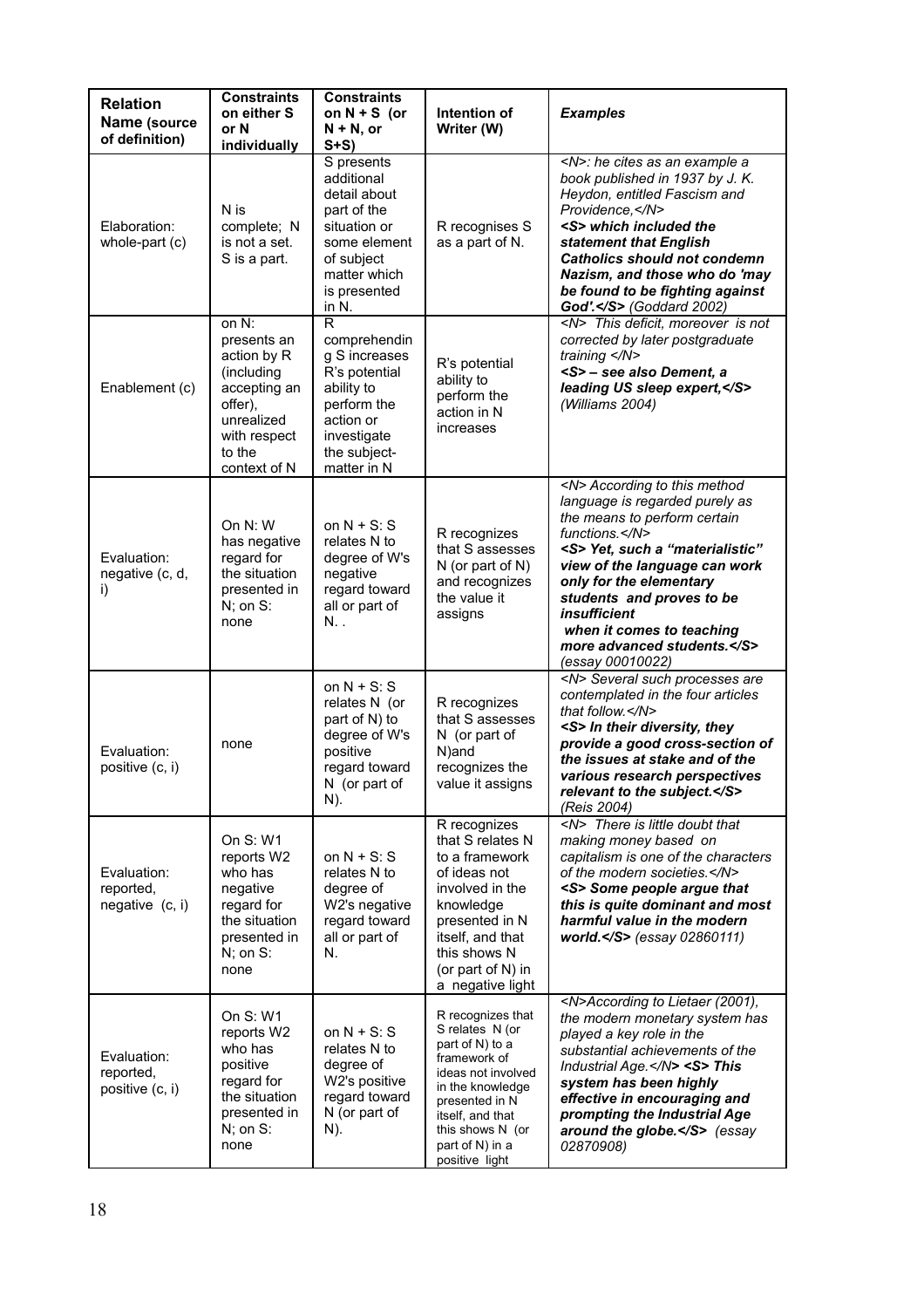| **Relation Name** (source of definition) | **Constraints on either S or N individually** | **Constraints on N + S (or N + N, or S+S)** | **Intention of Writer (W)** | ***Examples*** |
|---|---|---|---|---|
| Elaboration: whole-part (c) | N is complete; N is not a set. S is a part. | S presents additional detail about part of the situation or some element of subject matter which is presented in N. | R recognises S as a part of N. | *<N>: he cites as an example a book published in 1937 by J. K. Heydon, entitled Fascism and Providence,</N>* ***<S> which included the statement that English Catholics should not condemn Nazism, and those who do 'may be found to be fighting against God'.</S>*** *(Goddard 2002)* |
| Enablement (c) | on N: presents an action by R (including accepting an offer), unrealized with respect to the context of N | R comprehending S increases R's potential ability to perform the action or investigate the subject-matter in N | R's potential ability to perform the action in N increases | *<N> This deficit, moreover is not corrected by later postgraduate training </N>* ***<S> – see also Dement, a leading US sleep expert,</S>*** *(Williams 2004)* |
| Evaluation: negative (c, d, i) | On N: W has negative regard for the situation presented in N; on S: none | on N + S: S relates N to degree of W's negative regard toward all or part of N. . | R recognizes that S assesses N (or part of N) and recognizes the value it assigns | *<N> According to this method language is regarded purely as the means to perform certain functions.</N>* ***<S> Yet, such a "materialistic" view of the language can work only for the elementary students and proves to be insufficient when it comes to teaching more advanced students.</S>*** *(essay 00010022)* |
| Evaluation: positive (c, i) | none | on N + S: S relates N (or part of N) to degree of W's positive regard toward N (or part of N). | R recognizes that S assesses N (or part of N)and recognizes the value it assigns | *<N> Several such processes are contemplated in the four articles that follow.</N>* ***<S> In their diversity, they provide a good cross-section of the issues at stake and of the various research perspectives relevant to the subject.</S>*** *(Reis 2004)* |
| Evaluation: reported, negative (c, i) | On S: W1 reports W2 who has negative regard for the situation presented in N; on S: none | on N + S: S relates N to degree of W2's negative regard toward all or part of N. | R recognizes that S relates N to a framework of ideas not involved in the knowledge presented in N itself, and that this shows N (or part of N) in a negative light | *<N> There is little doubt that making money based on capitalism is one of the characters of the modern societies.</N>* ***<S> Some people argue that this is quite dominant and most harmful value in the modern world.</S>*** *(essay 02860111)* |
| Evaluation: reported, positive (c, i) | On S: W1 reports W2 who has positive regard for the situation presented in N; on S: none | on N + S: S relates N to degree of W2's positive regard toward N (or part of N). | R recognizes that S relates N (or part of N) to a framework of ideas not involved in the knowledge presented in N itself, and that this shows N (or part of N) in a positive light | *<N>According to Lietaer (2001), the modern monetary system has played a key role in the substantial achievements of the Industrial Age.</N>* ***<S> This system has been highly effective in encouraging and prompting the Industrial Age around the globe.</S>*** *(essay 02870908)* |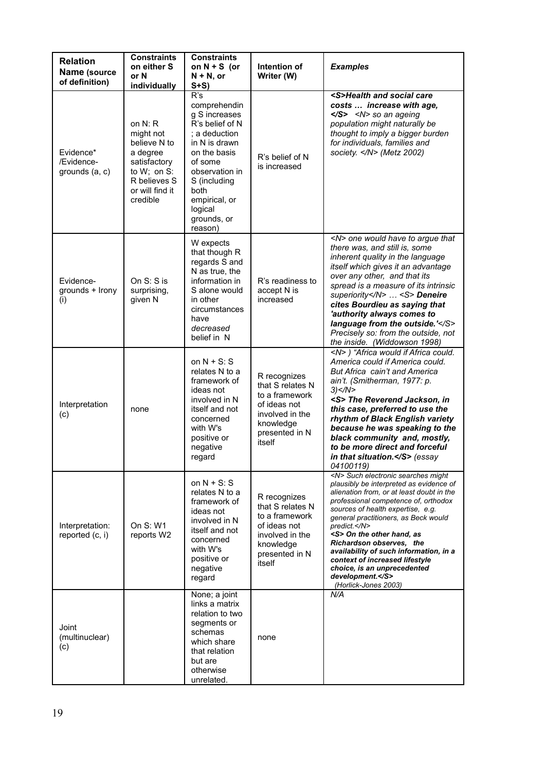| **Relation Name** (source of definition) | **Constraints on either S or N individually** | **Constraints on N + S (or N + N, or S+S)** | **Intention of Writer (W)** | ***Examples*** |
|---|---|---|---|---|
| Evidence* /Evidence-grounds (a, c) | on N: R might not believe N to a degree satisfactory to W; on S: R believes S or will find it credible | R's comprehending S increases R's belief of N ; a deduction in N is drawn on the basis of some observation in S (including both empirical, or logical grounds, or reason) | R's belief of N is increased | ***<S>Health and social care costs … increase with age, </S>*** *<N> so an ageing population might naturally be thought to imply a bigger burden for individuals, families and society. </N> (Metz 2002)* |
| Evidence-grounds + Irony (i) | On S: S is surprising, given N | W expects that though R regards S and N as true, the information in S alone would in other circumstances have *decreased* belief in N | R's readiness to accept N is increased | *<N> one would have to argue that there was, and still is, some inherent quality in the language itself which gives it an advantage over any other, and that its spread is a measure of its intrinsic superiority</N> … <S>* ***Deneire cites Bourdieu as saying that 'authority always comes to language from the outside.'****</S> Precisely so: from the outside, not the inside. (Widdowson 1998)* |
| Interpretation (c) | none | on N + S: S relates N to a framework of ideas not involved in N itself and not concerned with W's positive or negative regard | R recognizes that S relates N to a framework of ideas not involved in the knowledge presented in N itself | *<N> ) "Africa would if Africa could. America could if America could. But Africa cain't and America ain't. (Smitherman, 1977: p. 3)</N>* ***<S> The Reverend Jackson, in this case, preferred to use the rhythm of Black English variety because he was speaking to the black community and, mostly, to be more direct and forceful in that situation.</S>*** *(essay 04100119)* |
| Interpretation: reported (c, i) | On S: W1 reports W2 | on N + S: S relates N to a framework of ideas not involved in N itself and not concerned with W's positive or negative regard | R recognizes that S relates N to a framework of ideas not involved in the knowledge presented in N itself | *<N> Such electronic searches might plausibly be interpreted as evidence of alienation from, or at least doubt in the professional competence of, orthodox sources of health expertise, e.g. general practitioners, as Beck would predict.</N>* ***<S> On the other hand, as Richardson observes, the availability of such information, in a context of increased lifestyle choice, is an unprecedented development.</S>*** *(Horlick-Jones 2003)* |
| Joint (multinuclear) (c) | | None; a joint links a matrix relation to two segments or schemas which share that relation but are otherwise unrelated. | none | *N/A* |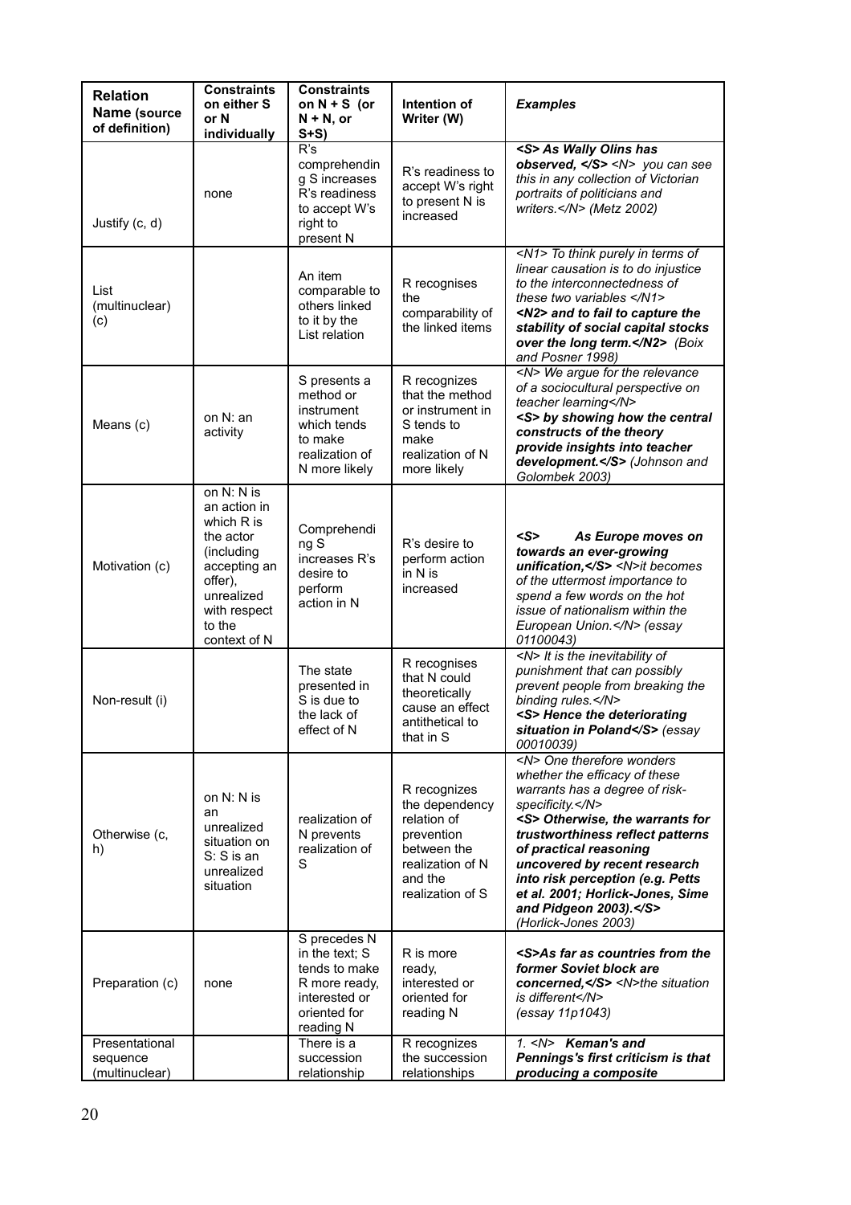| **Relation Name** (source of definition) | **Constraints on either S or N individually** | **Constraints on N + S (or N + N, or S+S)** | **Intention of Writer (W)** | ***Examples*** |
|---|---|---|---|---|
| Justify (c, d) | none | R's comprehending S increases R's readiness to accept W's right to present N | R's readiness to accept W's right to present N is increased | ***<S> As Wally Olins has observed, </S>*** *<N> you can see this in any collection of Victorian portraits of politicians and writers.</N> (Metz 2002)* |
| List (multinuclear) (c) | | An item comparable to others linked to it by the List relation | R recognises the comparability of the linked items | *<N1> To think purely in terms of linear causation is to do injustice to the interconnectedness of these two variables </N1>* ***<N2> and to fail to capture the stability of social capital stocks over the long term.</N2>*** *(Boix and Posner 1998)* |
| Means (c) | on N: an activity | S presents a method or instrument which tends to make realization of N more likely | R recognizes that the method or instrument in S tends to make realization of N more likely | *<N> We argue for the relevance of a sociocultural perspective on teacher learning</N>* ***<S> by showing how the central constructs of the theory provide insights into teacher development.</S>*** *(Johnson and Golombek 2003)* |
| Motivation (c) | on N: N is an action in which R is the actor (including accepting an offer), unrealized with respect to the context of N | Comprehending S increases R's desire to perform action in N | R's desire to perform action in N is increased | ***<S> As Europe moves on towards an ever-growing unification,</S>*** *<N>it becomes of the uttermost importance to spend a few words on the hot issue of nationalism within the European Union.</N> (essay 01100043)* |
| Non-result (i) | | The state presented in S is due to the lack of effect of N | R recognises that N could theoretically cause an effect antithetical to that in S | *<N> It is the inevitability of punishment that can possibly prevent people from breaking the binding rules.</N>* ***<S> Hence the deteriorating situation in Poland</S>*** *(essay 00010039)* |
| Otherwise (c, h) | on N: N is an unrealized situation on S: S is an unrealized situation | realization of N prevents realization of S | R recognizes the dependency relation of prevention between the realization of N and the realization of S | *<N> One therefore wonders whether the efficacy of these warrants has a degree of risk-specificity.</N>* ***<S> Otherwise, the warrants for trustworthiness reflect patterns of practical reasoning uncovered by recent research into risk perception (e.g. Petts et al. 2001; Horlick-Jones, Sime and Pidgeon 2003).</S>*** *(Horlick-Jones 2003)* |
| Preparation (c) | none | S precedes N in the text; S tends to make R more ready, interested or oriented for reading N | R is more ready, interested or oriented for reading N | ***<S>As far as countries from the former Soviet block are concerned,</S>*** *<N>the situation is different</N> (essay 11p1043)* |
| Presentational sequence (multinuclear) | | There is a succession relationship | R recognizes the succession relationships | *1. <N>* ***Keman's and Pennings's first criticism is that producing a composite*** |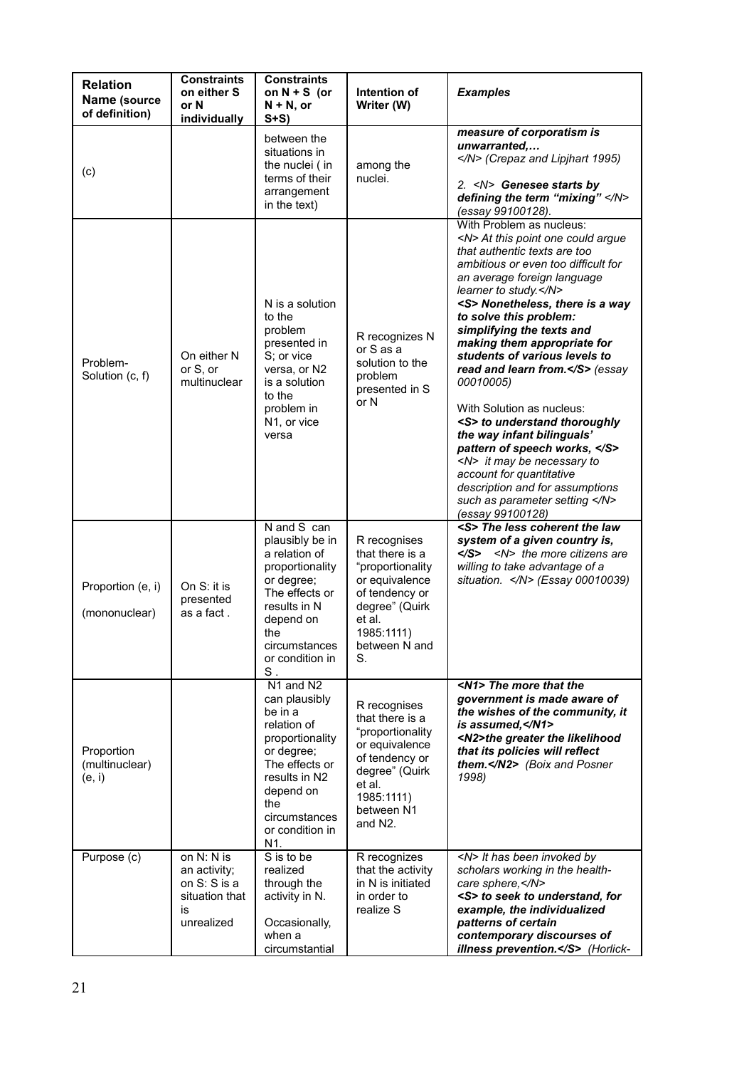| Relation Name (source of definition) | Constraints on either S or N individually | Constraints on N + S (or N + N, or S+S) | Intention of Writer (W) | Examples |
|---|---|---|---|---|
| (c) | | between the situations in the nuclei ( in terms of their arrangement in the text) | among the nuclei. | ***measure of corporatism is unwarranted,…*** *</N> (Crepaz and Lipjhart 1995)* <br><br> *2. <N>* ***Genesee starts by defining the term "mixing"*** *</N> (essay 99100128).* |
| Problem-Solution (c, f) | On either N or S, or multinuclear | N is a solution to the problem presented in S; or vice versa, or N2 is a solution to the problem in N1, or vice versa | R recognizes N or S as a solution to the problem presented in S or N | With Problem as nucleus: *<N> At this point one could argue that authentic texts are too ambitious or even too difficult for an average foreign language learner to study.</N>* ***<S> Nonetheless, there is a way to solve this problem: simplifying the texts and making them appropriate for students of various levels to read and learn from.</S>*** *(essay 00010005)* <br><br> With Solution as nucleus: ***<S> to understand thoroughly the way infant bilinguals' pattern of speech works, </S>*** *<N> it may be necessary to account for quantitative description and for assumptions such as parameter setting </N> (essay 99100128)* |
| Proportion (e, i) <br><br> (mononuclear) | On S: it is presented as a fact . | N and S can plausibly be in a relation of proportionality or degree; The effects or results in N depend on the circumstances or condition in S . | R recognises that there is a "proportionality or equivalence of tendency or degree" (Quirk et al. 1985:1111) between N and S. | ***<S> The less coherent the law system of a given country is, </S>*** *<N> the more citizens are willing to take advantage of a situation. </N> (Essay 00010039)* |
| Proportion (multinuclear) (e, i) | | N1 and N2 can plausibly be in a relation of proportionality or degree; The effects or results in N2 depend on the circumstances or condition in N1. | R recognises that there is a "proportionality or equivalence of tendency or degree" (Quirk et al. 1985:1111) between N1 and N2. | ***<N1> The more that the government is made aware of the wishes of the community, it is assumed,</N1> <N2>the greater the likelihood that its policies will reflect them.</N2>*** *(Boix and Posner 1998)* |
| Purpose (c) | on N: N is an activity; on S: S is a situation that is unrealized | S is to be realized through the activity in N. <br><br> Occasionally, when a circumstantial | R recognizes that the activity in N is initiated in order to realize S | *<N> It has been invoked by scholars working in the health-care sphere,</N>* ***<S> to seek to understand, for example, the individualized patterns of certain contemporary discourses of illness prevention.</S>*** *(Horlick-* |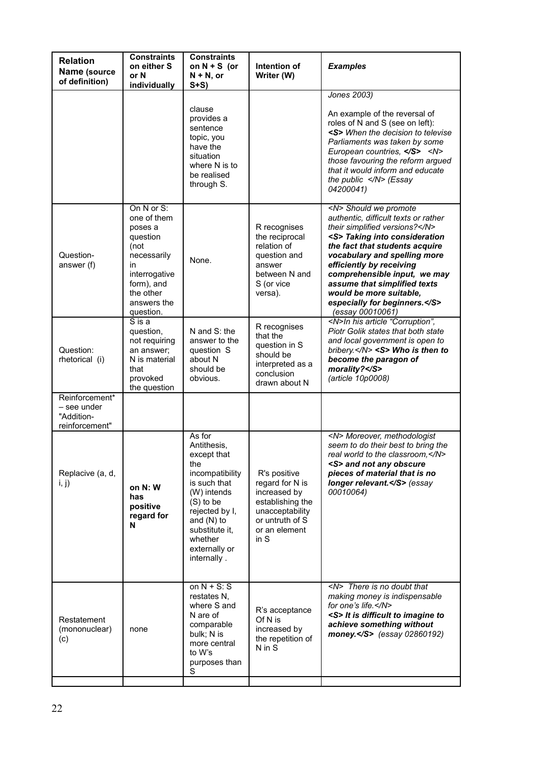| **Relation Name** (source of definition) | **Constraints on either S or N individually** | **Constraints on N + S (or N + N, or S+S)** | **Intention of Writer (W)** | ***Examples*** |
|---|---|---|---|---|
| | | clause provides a sentence topic, you have the situation where N is to be realised through S. | | *Jones 2003)* *An example of the reversal of roles of N and S (see on left):* ***<S>*** *When the decision to televise Parliaments was taken by some European countries,* ***</S>*** *<N> those favouring the reform argued that it would inform and educate the public </N> (Essay 04200041)* |
| Question-answer (f) | On N or S: one of them poses a question (not necessarily in interrogative form), and the other answers the question. | None. | R recognises the reciprocal relation of question and answer between N and S (or vice versa). | *<N> Should we promote authentic, difficult texts or rather their simplified versions?</N>* ***<S> Taking into consideration the fact that students acquire vocabulary and spelling more efficiently by receiving comprehensible input, we may assume that simplified texts would be more suitable, especially for beginners.</S>*** *(essay 00010061)* |
| Question: rhetorical (i) | S is a question, not requiring an answer; N is material about N that provoked the question | N and S: the answer to the question S should be obvious. | R recognises that the question in S should be interpreted as a conclusion drawn about N | *<N>In his article "Corruption", Piotr Golik states that both state and local government is open to bribery.</N>* ***<S> Who is then to become the paragon of morality?</S>*** *(article 10p0008)* |
| Reinforcement* – see under "Addition-reinforcement" | | | | |
| Replacive (a, d, i, j) | **on N: W has positive regard for N** | As for Antithesis, except that the incompatibility is such that (W) intends (S) to be rejected by I, and (N) to substitute it, whether externally or internally . | R's positive regard for N is increased by establishing the unacceptability or untruth of S or an element in S | *<N> Moreover, methodologist seem to do their best to bring the real world to the classroom,</N>* ***<S> and not any obscure pieces of material that is no longer relevant.</S>*** *(essay 00010064)* |
| Restatement (mononuclear) (c) | none | on N + S: S restates N, where S and N are of comparable bulk; N is more central to W's purposes than S | R's acceptance Of N is increased by the repetition of N in S | *<N> There is no doubt that making money is indispensable for one's life.</N>* ***<S> It is difficult to imagine to achieve something without money.</S>*** *(essay 02860192)* |
| | | | | |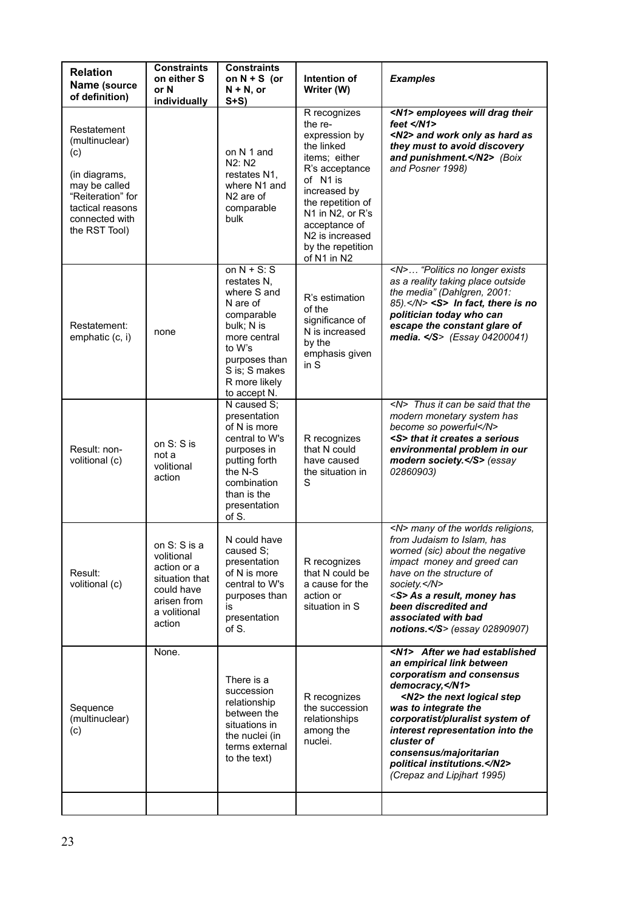| **Relation Name** (source of definition) | **Constraints on either S or N individually** | **Constraints on N + S (or N + N, or S+S)** | **Intention of Writer (W)** | ***Examples*** |
|---|---|---|---|---|
| Restatement (multinuclear) (c)<br><br>(in diagrams, may be called "Reiteration" for tactical reasons connected with the RST Tool) | | on N 1 and N2: N2 restates N1, where N1 and N2 are of comparable bulk | R recognizes the re-expression by the linked items; either R's acceptance of N1 is increased by the repetition of N1 in N2, or R's acceptance of N2 is increased by the repetition of N1 in N2 | ***<N1> employees will drag their feet </N1> <N2> and work only as hard as they must to avoid discovery and punishment.</N2>*** *(Boix and Posner 1998)* |
| Restatement: emphatic (c, i) | none | on N + S: S restates N, where S and N are of comparable bulk; N is more central to W's purposes than S is; S makes R more likely to accept N. | R's estimation of the significance of N is increased by the emphasis given in S | *<N>… "Politics no longer exists as a reality taking place outside the media" (Dahlgren, 2001: 85).</N>* ***<S> In fact, there is no politician today who can escape the constant glare of media. </S>*** *(Essay 04200041)* |
| Result: non-volitional (c) | on S: S is not a volitional action | N caused S; presentation of N is more central to W's purposes in putting forth the N-S combination than is the presentation of S. | R recognizes that N could have caused the situation in S | *<N> Thus it can be said that the modern monetary system has become so powerful</N>* ***<S> that it creates a serious environmental problem in our modern society.</S>*** *(essay 02860903)* |
| Result: volitional (c) | on S: S is a volitional action or a situation that could have arisen from a volitional action | N could have caused S; presentation of N is more central to W's purposes than is presentation of S. | R recognizes that N could be a cause for the action or situation in S | *<N> many of the worlds religions, from Judaism to Islam, has worned (sic) about the negative impact money and greed can have on the structure of society.</N>* ***<S> As a result, money has been discredited and associated with bad notions.</S>*** *(essay 02890907)* |
| Sequence (multinuclear) (c) | None. | There is a succession relationship between the situations in the nuclei (in terms external to the text) | R recognizes the succession relationships among the nuclei. | ***<N1> After we had established an empirical link between corporatism and consensus democracy,</N1> <N2> the next logical step was to integrate the corporatist/pluralist system of interest representation into the cluster of consensus/majoritarian political institutions.</N2>*** *(Crepaz and Lipjhart 1995)* |
| | | | | |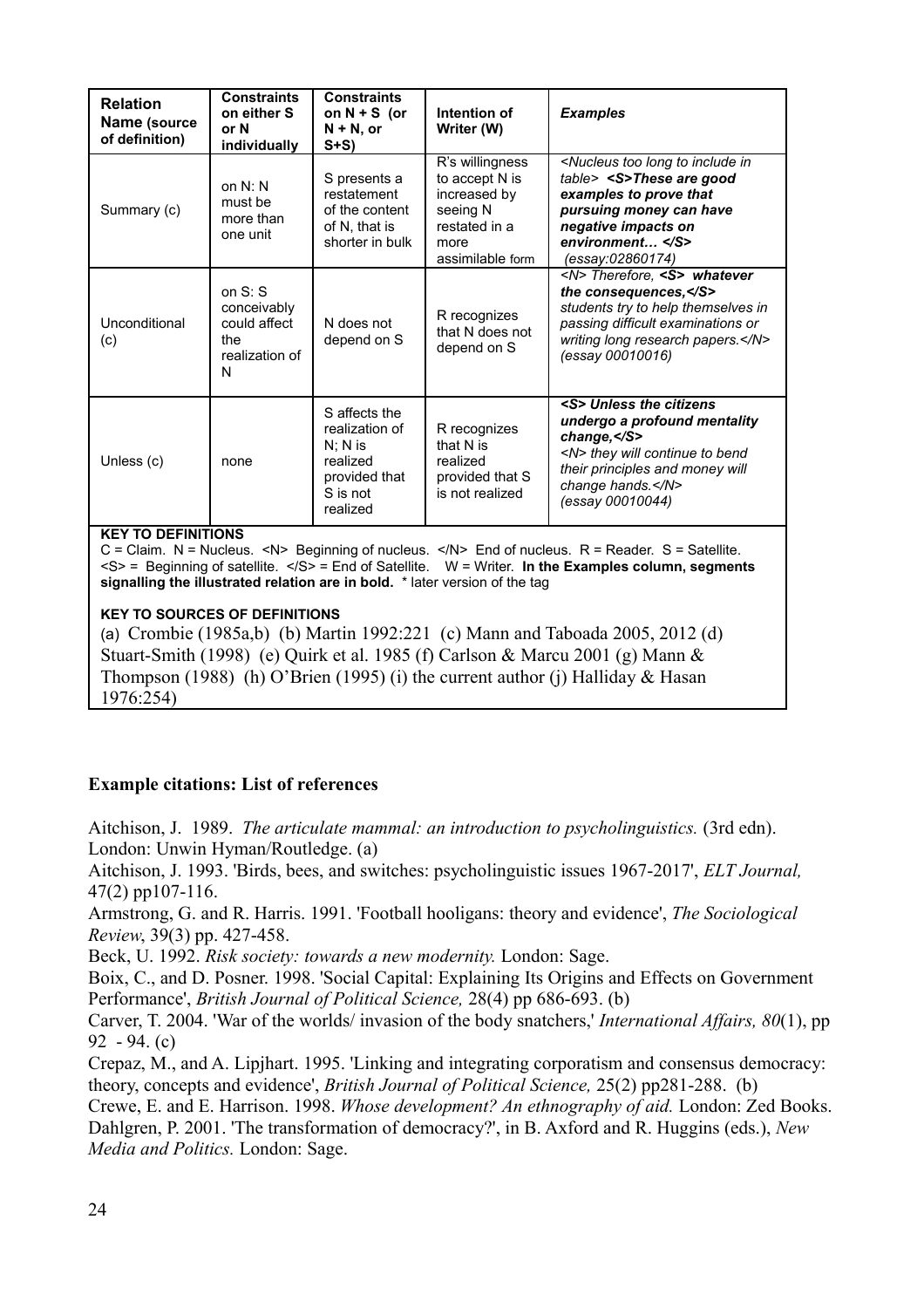| Relation Name (source of definition) | Constraints on either S or N individually | Constraints on N + S (or N + N, or S+S) | Intention of Writer (W) | *Examples* |
|---|---|---|---|---|
| Summary (c) | on N: N must be more than one unit | S presents a restatement of the content of N, that is shorter in bulk | R's willingness to accept N is increased by seeing N restated in a more assimilable form | *<Nucleus too long to include in table>* ***<S>These are good examples to prove that pursuing money can have negative impacts on environment… </S>*** *(essay:02860174)* |
| Unconditional (c) | on S: S conceivably could affect the realization of N | N does not depend on S | R recognizes that N does not depend on S | *<N> Therefore,* ***<S> whatever the consequences,</S>*** *students try to help themselves in passing difficult examinations or writing long research papers.</N> (essay 00010016)* |
| Unless (c) | none | S affects the realization of N; N is realized provided that S is not realized | R recognizes that N is realized provided that S is not realized | ***<S> Unless the citizens undergo a profound mentality change,</S>*** *<N> they will continue to bend their principles and money will change hands.</N> (essay 00010044)* |

**KEY TO DEFINITIONS**
C = Claim. N = Nucleus. <N> Beginning of nucleus. </N> End of nucleus. R = Reader. S = Satellite. <S> = Beginning of satellite. </S> = End of Satellite. W = Writer. **In the Examples column, segments signalling the illustrated relation are in bold.** * later version of the tag

**KEY TO SOURCES OF DEFINITIONS**
(a) Crombie (1985a,b) (b) Martin 1992:221 (c) Mann and Taboada 2005, 2012 (d) Stuart-Smith (1998) (e) Quirk et al. 1985 (f) Carlson & Marcu 2001 (g) Mann & Thompson (1988) (h) O'Brien (1995) (i) the current author (j) Halliday & Hasan 1976:254)

**Example citations: List of references**

Aitchison, J. 1989. *The articulate mammal: an introduction to psycholinguistics.* (3rd edn). London: Unwin Hyman/Routledge. (a)

Aitchison, J. 1993. 'Birds, bees, and switches: psycholinguistic issues 1967-2017', *ELT Journal,* 47(2) pp107-116.

Armstrong, G. and R. Harris. 1991. 'Football hooligans: theory and evidence', *The Sociological Review*, 39(3) pp. 427-458.

Beck, U. 1992. *Risk society: towards a new modernity.* London: Sage.

Boix, C., and D. Posner. 1998. 'Social Capital: Explaining Its Origins and Effects on Government Performance', *British Journal of Political Science,* 28(4) pp 686-693. (b)

Carver, T. 2004. 'War of the worlds/ invasion of the body snatchers,' *International Affairs, 80*(1), pp 92 - 94. (c)

Crepaz, M., and A. Lipjhart. 1995. 'Linking and integrating corporatism and consensus democracy: theory, concepts and evidence', *British Journal of Political Science,* 25(2) pp281-288. (b)

Crewe, E. and E. Harrison. 1998. *Whose development? An ethnography of aid.* London: Zed Books.

Dahlgren, P. 2001. 'The transformation of democracy?', in B. Axford and R. Huggins (eds.), *New Media and Politics.* London: Sage.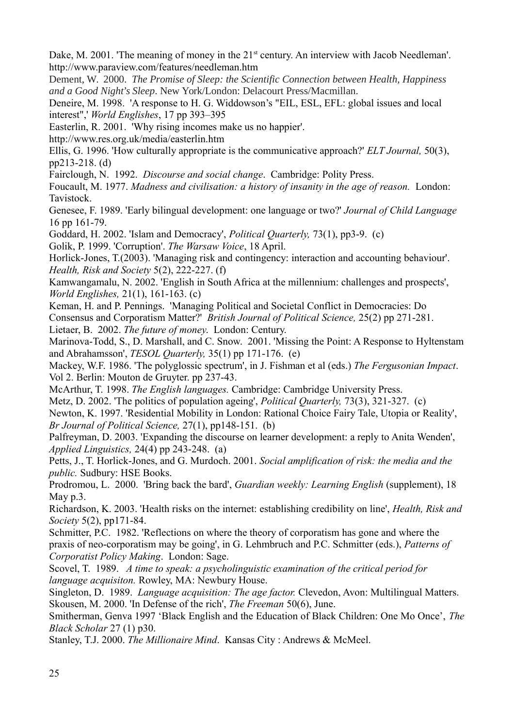Dake, M. 2001. 'The meaning of money in the 21st century. An interview with Jacob Needleman'. http://www.paraview.com/features/needleman.htm

Dement, W. 2000. *The Promise of Sleep: the Scientific Connection between Health, Happiness and a Good Night's Sleep*. New York/London: Delacourt Press/Macmillan.

Deneire, M. 1998. 'A response to H. G. Widdowson's "EIL, ESL, EFL: global issues and local interest",' *World Englishes*, 17 pp 393–395

Easterlin, R. 2001. 'Why rising incomes make us no happier'. http://www.res.org.uk/media/easterlin.htm

Ellis, G. 1996. 'How culturally appropriate is the communicative approach?' *ELT Journal,* 50(3), pp213-218. (d)

Fairclough, N. 1992. *Discourse and social change*. Cambridge: Polity Press.

Foucault, M. 1977. *Madness and civilisation: a history of insanity in the age of reason.* London: Tavistock.

Genesee, F. 1989. 'Early bilingual development: one language or two?' *Journal of Child Language* 16 pp 161-79.

Goddard, H. 2002. 'Islam and Democracy', *Political Quarterly,* 73(1), pp3-9. (c)

Golik, P. 1999. 'Corruption'. *The Warsaw Voice*, 18 April.

Horlick-Jones, T.(2003). 'Managing risk and contingency: interaction and accounting behaviour'. *Health, Risk and Society* 5(2), 222-227. (f)

Kamwangamalu, N. 2002. 'English in South Africa at the millennium: challenges and prospects', *World Englishes,* 21(1), 161-163. (c)

Keman, H. and P. Pennings. 'Managing Political and Societal Conflict in Democracies: Do Consensus and Corporatism Matter?' *British Journal of Political Science,* 25(2) pp 271-281.

Lietaer, B. 2002. *The future of money.* London: Century.

Marinova-Todd, S., D. Marshall, and C. Snow. 2001. 'Missing the Point: A Response to Hyltenstam and Abrahamsson', *TESOL Quarterly,* 35(1) pp 171-176. (e)

Mackey, W.F. 1986. 'The polyglossic spectrum', in J. Fishman et al (eds.) *The Fergusonian Impact*. Vol 2. Berlin: Mouton de Gruyter. pp 237-43.

McArthur, T. 1998. *The English languages.* Cambridge: Cambridge University Press.

Metz, D. 2002. 'The politics of population ageing', *Political Quarterly,* 73(3), 321-327. (c)

Newton, K. 1997. 'Residential Mobility in London: Rational Choice Fairy Tale, Utopia or Reality', *Br Journal of Political Science,* 27(1), pp148-151. (b)

Palfreyman, D. 2003. 'Expanding the discourse on learner development: a reply to Anita Wenden', *Applied Linguistics,* 24(4) pp 243-248. (a)

Petts, J., T. Horlick-Jones, and G. Murdoch. 2001. *Social amplification of risk: the media and the public.* Sudbury: HSE Books.

Prodromou, L. 2000. 'Bring back the bard', *Guardian weekly: Learning English* (supplement), 18 May p.3.

Richardson, K. 2003. 'Health risks on the internet: establishing credibility on line', *Health, Risk and Society* 5(2), pp171-84.

Schmitter, P.C. 1982. 'Reflections on where the theory of corporatism has gone and where the praxis of neo-corporatism may be going', in G. Lehmbruch and P.C. Schmitter (eds.), *Patterns of Corporatist Policy Making*. London: Sage.

Scovel, T. 1989. *A time to speak: a psycholinguistic examination of the critical period for language acquisiton.* Rowley, MA: Newbury House.

Singleton, D. 1989. *Language acquisition: The age factor.* Clevedon, Avon: Multilingual Matters.

Skousen, M. 2000. 'In Defense of the rich', *The Freeman* 50(6), June.

Smitherman, Genva 1997 'Black English and the Education of Black Children: One Mo Once', *The Black Scholar* 27 (1) p30.

Stanley, T.J. 2000. *The Millionaire Mind*. Kansas City : Andrews & McMeel.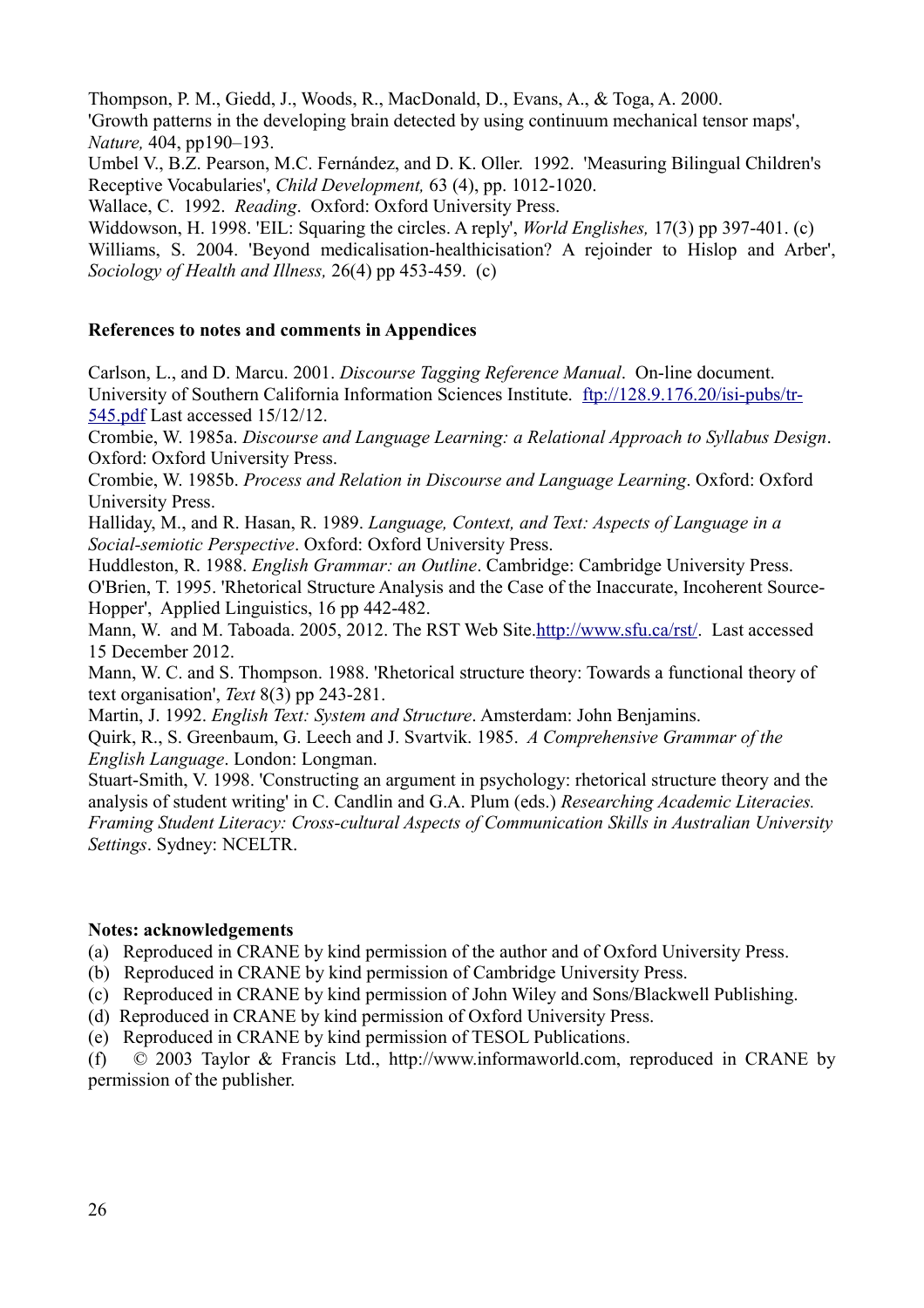Thompson, P. M., Giedd, J., Woods, R., MacDonald, D., Evans, A., & Toga, A. 2000. 'Growth patterns in the developing brain detected by using continuum mechanical tensor maps', *Nature,* 404, pp190–193.

Umbel V., B.Z. Pearson, M.C. Fernández, and D. K. Oller. 1992. 'Measuring Bilingual Children's Receptive Vocabularies', *Child Development,* 63 (4), pp. 1012-1020.

Wallace, C. 1992. *Reading*. Oxford: Oxford University Press.

Widdowson, H. 1998. 'EIL: Squaring the circles. A reply', *World Englishes,* 17(3) pp 397-401. (c)

Williams, S. 2004. 'Beyond medicalisation-healthicisation? A rejoinder to Hislop and Arber', *Sociology of Health and Illness,* 26(4) pp 453-459. (c)

**References to notes and comments in Appendices**

Carlson, L., and D. Marcu. 2001. *Discourse Tagging Reference Manual*. On-line document. University of Southern California Information Sciences Institute. ftp://128.9.176.20/isi-pubs/tr-545.pdf Last accessed 15/12/12.

Crombie, W. 1985a. *Discourse and Language Learning: a Relational Approach to Syllabus Design*. Oxford: Oxford University Press.

Crombie, W. 1985b. *Process and Relation in Discourse and Language Learning*. Oxford: Oxford University Press.

Halliday, M., and R. Hasan, R. 1989. *Language, Context, and Text: Aspects of Language in a Social-semiotic Perspective*. Oxford: Oxford University Press.

Huddleston, R. 1988. *English Grammar: an Outline*. Cambridge: Cambridge University Press.

O'Brien, T. 1995. 'Rhetorical Structure Analysis and the Case of the Inaccurate, Incoherent Source-Hopper', Applied Linguistics, 16 pp 442-482.

Mann, W. and M. Taboada. 2005, 2012. The RST Web Site.http://www.sfu.ca/rst/. Last accessed 15 December 2012.

Mann, W. C. and S. Thompson. 1988. 'Rhetorical structure theory: Towards a functional theory of text organisation', *Text* 8(3) pp 243-281.

Martin, J. 1992. *English Text: System and Structure*. Amsterdam: John Benjamins.

Quirk, R., S. Greenbaum, G. Leech and J. Svartvik. 1985. *A Comprehensive Grammar of the English Language*. London: Longman.

Stuart-Smith, V. 1998. 'Constructing an argument in psychology: rhetorical structure theory and the analysis of student writing' in C. Candlin and G.A. Plum (eds.) *Researching Academic Literacies. Framing Student Literacy: Cross-cultural Aspects of Communication Skills in Australian University Settings*. Sydney: NCELTR.

**Notes: acknowledgements**

(a) Reproduced in CRANE by kind permission of the author and of Oxford University Press.
(b) Reproduced in CRANE by kind permission of Cambridge University Press.
(c) Reproduced in CRANE by kind permission of John Wiley and Sons/Blackwell Publishing.
(d) Reproduced in CRANE by kind permission of Oxford University Press.
(e) Reproduced in CRANE by kind permission of TESOL Publications.
(f) © 2003 Taylor & Francis Ltd., http://www.informaworld.com, reproduced in CRANE by permission of the publisher.